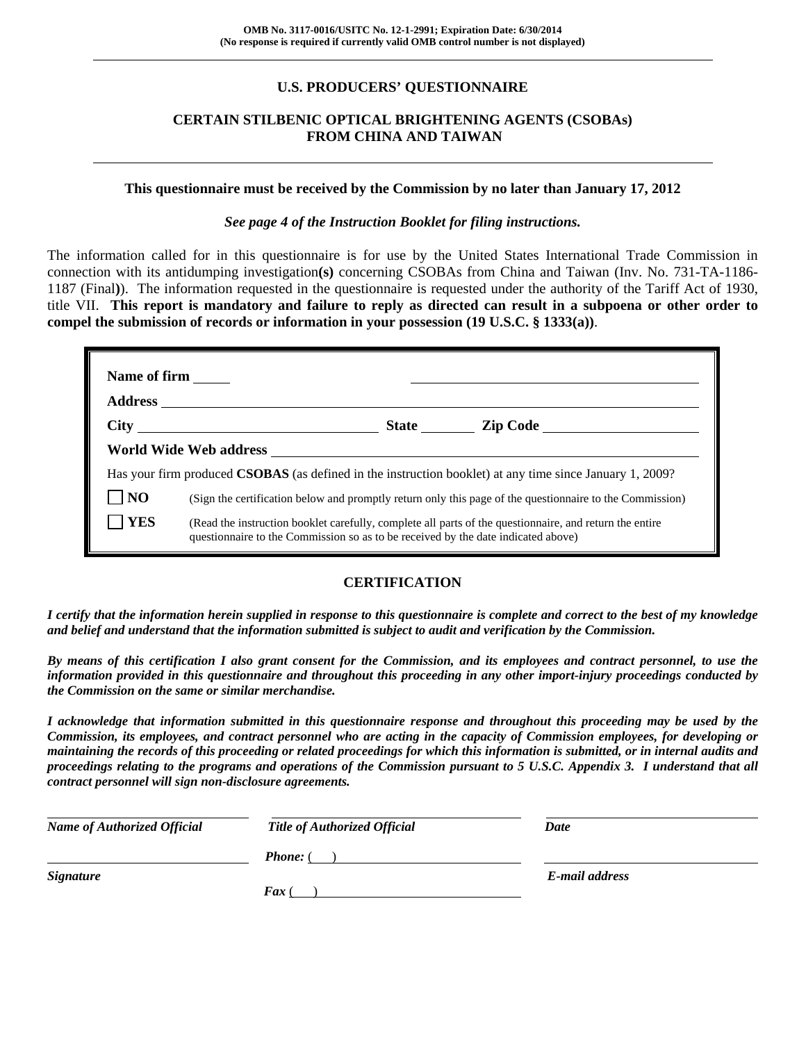**OMB No. 3117-0016/USITC No. 12-1-2991; Expiration Date: 6/30/2014**
**(No response is required if currently valid OMB control number is not displayed)**

# U.S. PRODUCERS' QUESTIONNAIRE

## CERTAIN STILBENIC OPTICAL BRIGHTENING AGENTS (CSOBAs) FROM CHINA AND TAIWAN

**This questionnaire must be received by the Commission by no later than January 17, 2012**

***See page 4 of the Instruction Booklet for filing instructions.***

The information called for in this questionnaire is for use by the United States International Trade Commission in connection with its antidumping investigation**(s)** concerning CSOBAs from China and Taiwan (Inv. No. 731-TA-1186-1187 (Final**)**). The information requested in the questionnaire is requested under the authority of the Tariff Act of 1930, title VII. **This report is mandatory and failure to reply as directed can result in a subpoena or other order to compel the submission of records or information in your possession (19 U.S.C. § 1333(a))**.

**Name of firm** ______ ______________________________

**Address** ______________________________

**City** ______________________ **State** ________ **Zip Code** ______________________

**World Wide Web address** ______________________________

Has your firm produced **CSOBAS** (as defined in the instruction booklet) at any time since January 1, 2009?

☐ **NO** (Sign the certification below and promptly return only this page of the questionnaire to the Commission)

☐ **YES** (Read the instruction booklet carefully, complete all parts of the questionnaire, and return the entire questionnaire to the Commission so as to be received by the date indicated above)

## CERTIFICATION

***I certify that the information herein supplied in response to this questionnaire is complete and correct to the best of my knowledge and belief and understand that the information submitted is subject to audit and verification by the Commission.***

***By means of this certification I also grant consent for the Commission, and its employees and contract personnel, to use the information provided in this questionnaire and throughout this proceeding in any other import-injury proceedings conducted by the Commission on the same or similar merchandise.***

***I acknowledge that information submitted in this questionnaire response and throughout this proceeding may be used by the Commission, its employees, and contract personnel who are acting in the capacity of Commission employees, for developing or maintaining the records of this proceeding or related proceedings for which this information is submitted, or in internal audits and proceedings relating to the programs and operations of the Commission pursuant to 5 U.S.C. Appendix 3. I understand that all contract personnel will sign non-disclosure agreements.***

| ______________________ | ______________________ | ______________________ |
|---|---|---|
| ***Name of Authorized Official*** | ***Title of Authorized Official*** | ***Date*** |
| ______________________ | ***Phone:*** ( ) ______________ | ______________________ |
| ***Signature*** | ***Fax*** ( ) ______________ | ***E-mail address*** |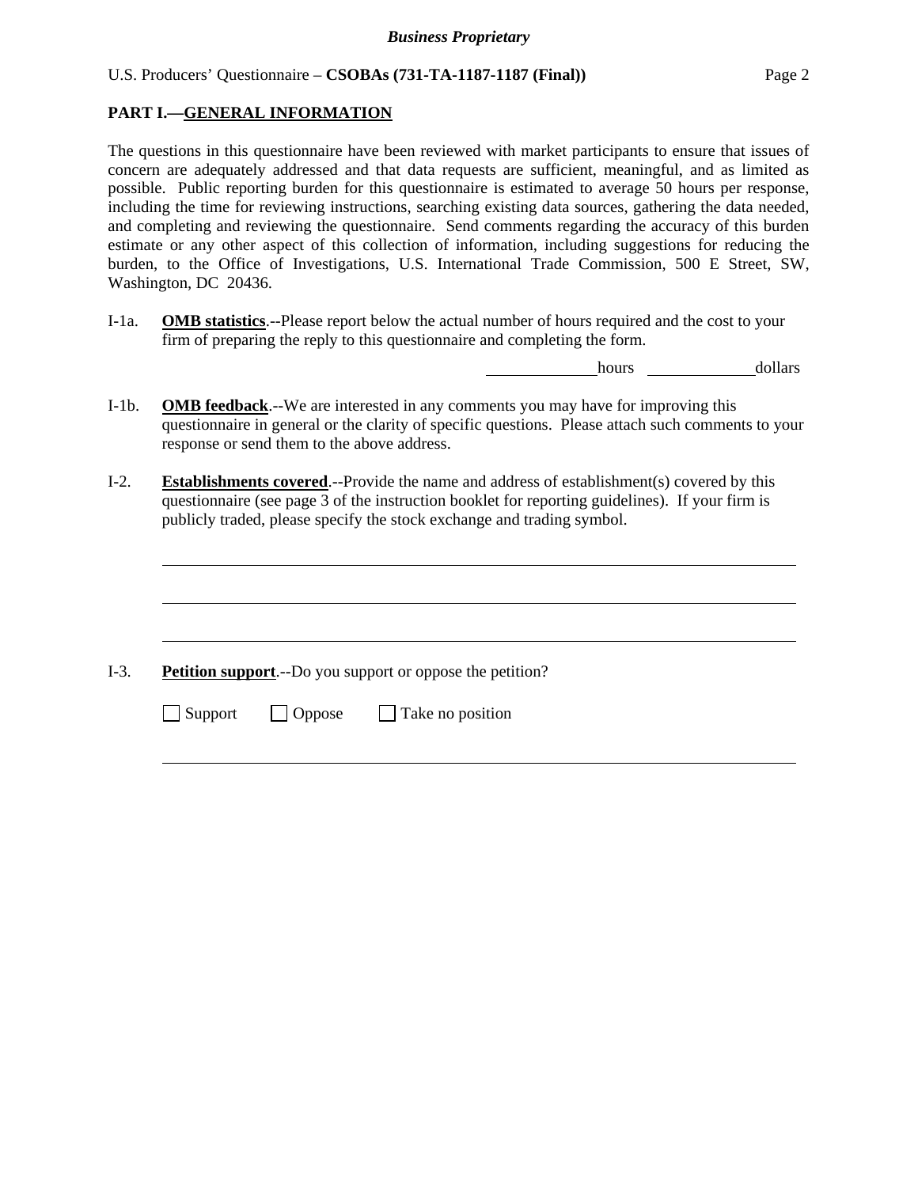## PART I.—GENERAL INFORMATION

The questions in this questionnaire have been reviewed with market participants to ensure that issues of concern are adequately addressed and that data requests are sufficient, meaningful, and as limited as possible. Public reporting burden for this questionnaire is estimated to average 50 hours per response, including the time for reviewing instructions, searching existing data sources, gathering the data needed, and completing and reviewing the questionnaire. Send comments regarding the accuracy of this burden estimate or any other aspect of this collection of information, including suggestions for reducing the burden, to the Office of Investigations, U.S. International Trade Commission, 500 E Street, SW, Washington, DC 20436.

I-1a. **OMB statistics**.--Please report below the actual number of hours required and the cost to your firm of preparing the reply to this questionnaire and completing the form.

_____________ hours _____________ dollars

I-1b. **OMB feedback**.--We are interested in any comments you may have for improving this questionnaire in general or the clarity of specific questions. Please attach such comments to your response or send them to the above address.

I-2. **Establishments covered**.--Provide the name and address of establishment(s) covered by this questionnaire (see page 3 of the instruction booklet for reporting guidelines). If your firm is publicly traded, please specify the stock exchange and trading symbol.

_____________________________________________________________________________

_____________________________________________________________________________

_____________________________________________________________________________

I-3. **Petition support**.--Do you support or oppose the petition?

☐ Support ☐ Oppose ☐ Take no position

_____________________________________________________________________________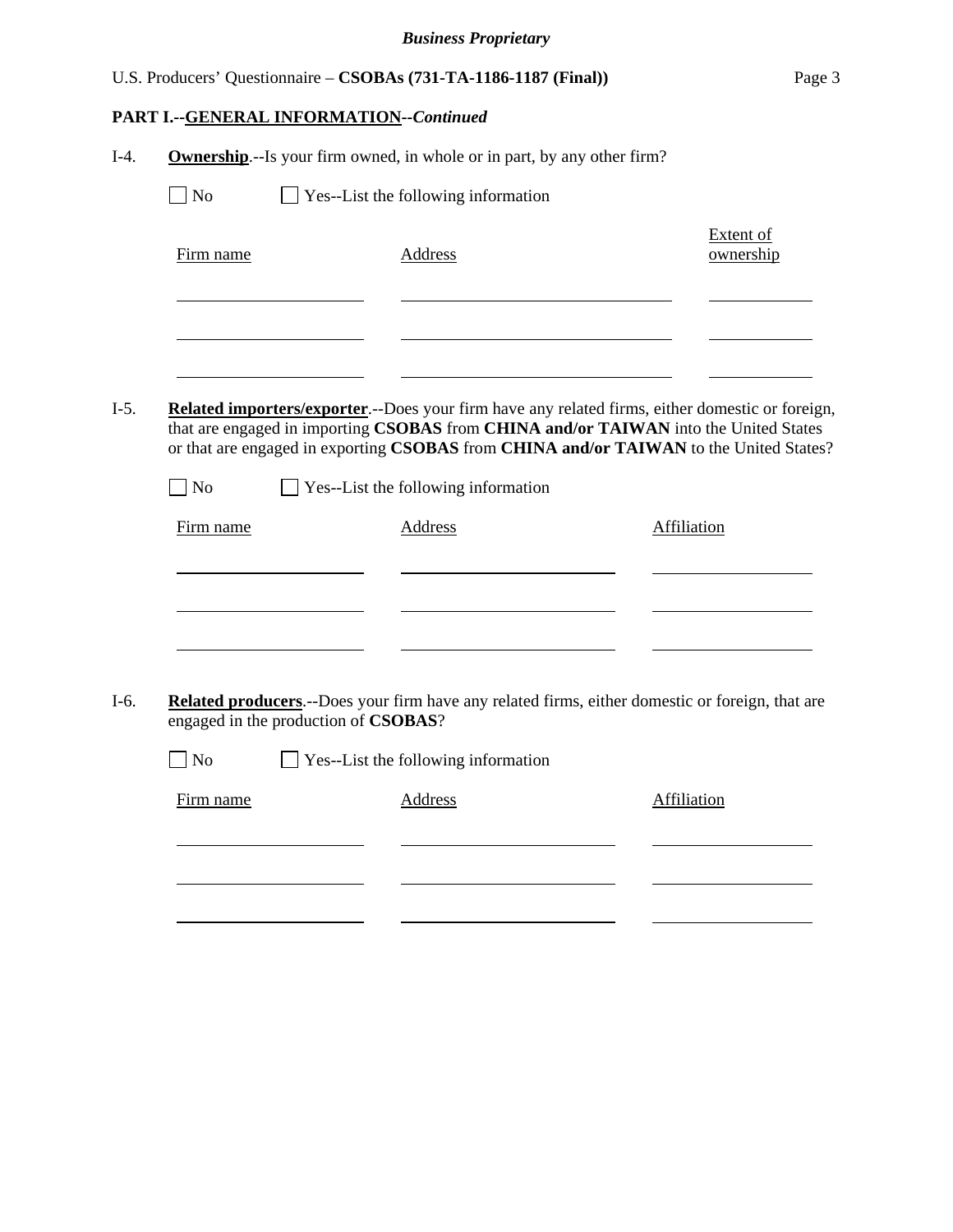## PART I.--GENERAL INFORMATION--*Continued*

I-4. **Ownership**.--Is your firm owned, in whole or in part, by any other firm?

☐ No ☐ Yes--List the following information

| Firm name | Address | Extent of ownership |
|---|---|---|
| | | |
| | | |
| | | |

I-5. **Related importers/exporter**.--Does your firm have any related firms, either domestic or foreign, that are engaged in importing **CSOBAS** from **CHINA and/or TAIWAN** into the United States or that are engaged in exporting **CSOBAS** from **CHINA and/or TAIWAN** to the United States?

☐ No ☐ Yes--List the following information

| Firm name | Address | Affiliation |
|---|---|---|
| | | |
| | | |
| | | |

I-6. **Related producers**.--Does your firm have any related firms, either domestic or foreign, that are engaged in the production of **CSOBAS**?

☐ No ☐ Yes--List the following information

| Firm name | Address | Affiliation |
|---|---|---|
| | | |
| | | |
| | | |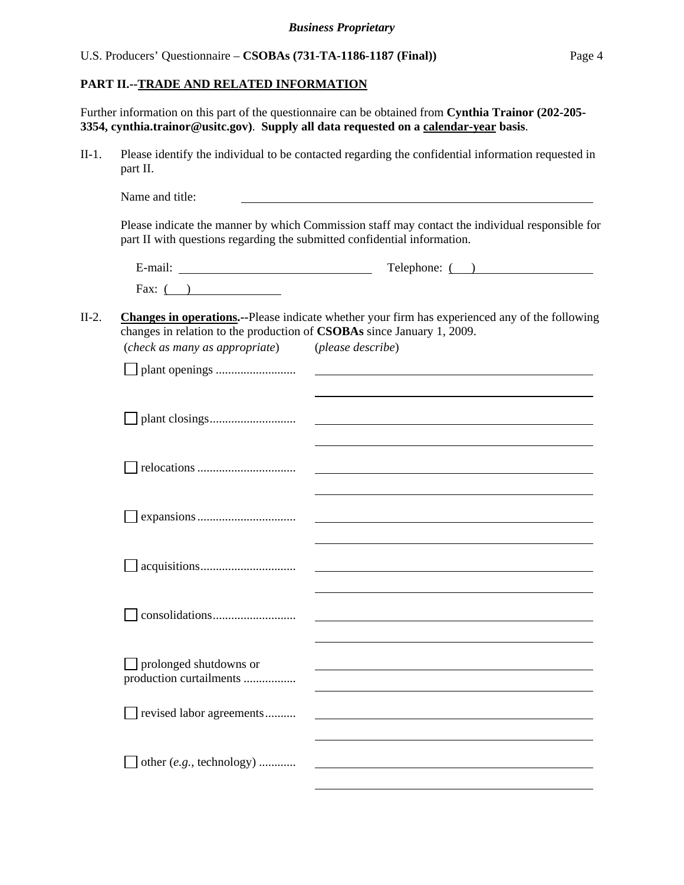## PART II.--TRADE AND RELATED INFORMATION

Further information on this part of the questionnaire can be obtained from **Cynthia Trainor (202-205-3354, cynthia.trainor@usitc.gov)**. **Supply all data requested on a calendar-year basis**.

II-1. Please identify the individual to be contacted regarding the confidential information requested in part II.

Name and title: ______________________________

Please indicate the manner by which Commission staff may contact the individual responsible for part II with questions regarding the submitted confidential information.

E-mail: ______________________ Telephone: (   ) ______________

Fax: (   ) ____________

II-2. **Changes in operations.--**Please indicate whether your firm has experienced any of the following changes in relation to the production of **CSOBAs** since January 1, 2009.

(*check as many as appropriate*) (*please describe*)

☐ plant openings .......................... ______________________________

☐ plant closings............................ ______________________________

☐ relocations ................................ ______________________________

☐ expansions................................ ______________________________

☐ acquisitions............................... ______________________________

☐ consolidations........................... ______________________________

☐ prolonged shutdowns or production curtailments ................. ______________________________

☐ revised labor agreements.......... ______________________________

☐ other (*e.g.*, technology) ............ ______________________________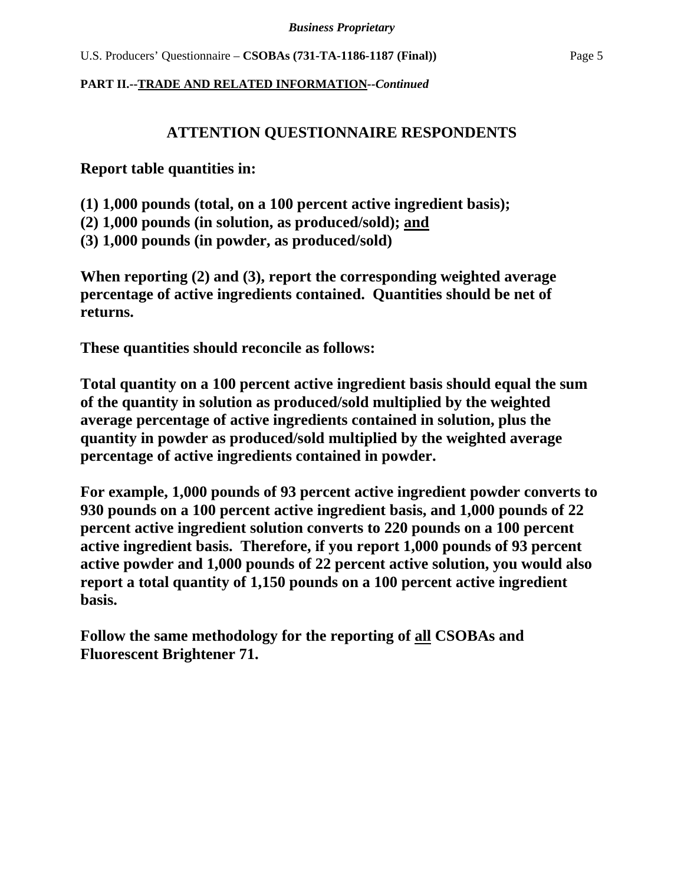**PART II.--TRADE AND RELATED INFORMATION--*Continued***

## ATTENTION QUESTIONNAIRE RESPONDENTS

**Report table quantities in:**

**(1) 1,000 pounds (total, on a 100 percent active ingredient basis);**
**(2) 1,000 pounds (in solution, as produced/sold); and**
**(3) 1,000 pounds (in powder, as produced/sold)**

**When reporting (2) and (3), report the corresponding weighted average percentage of active ingredients contained. Quantities should be net of returns.**

**These quantities should reconcile as follows:**

**Total quantity on a 100 percent active ingredient basis should equal the sum of the quantity in solution as produced/sold multiplied by the weighted average percentage of active ingredients contained in solution, plus the quantity in powder as produced/sold multiplied by the weighted average percentage of active ingredients contained in powder.**

**For example, 1,000 pounds of 93 percent active ingredient powder converts to 930 pounds on a 100 percent active ingredient basis, and 1,000 pounds of 22 percent active ingredient solution converts to 220 pounds on a 100 percent active ingredient basis. Therefore, if you report 1,000 pounds of 93 percent active powder and 1,000 pounds of 22 percent active solution, you would also report a total quantity of 1,150 pounds on a 100 percent active ingredient basis.**

**Follow the same methodology for the reporting of all CSOBAs and Fluorescent Brightener 71.**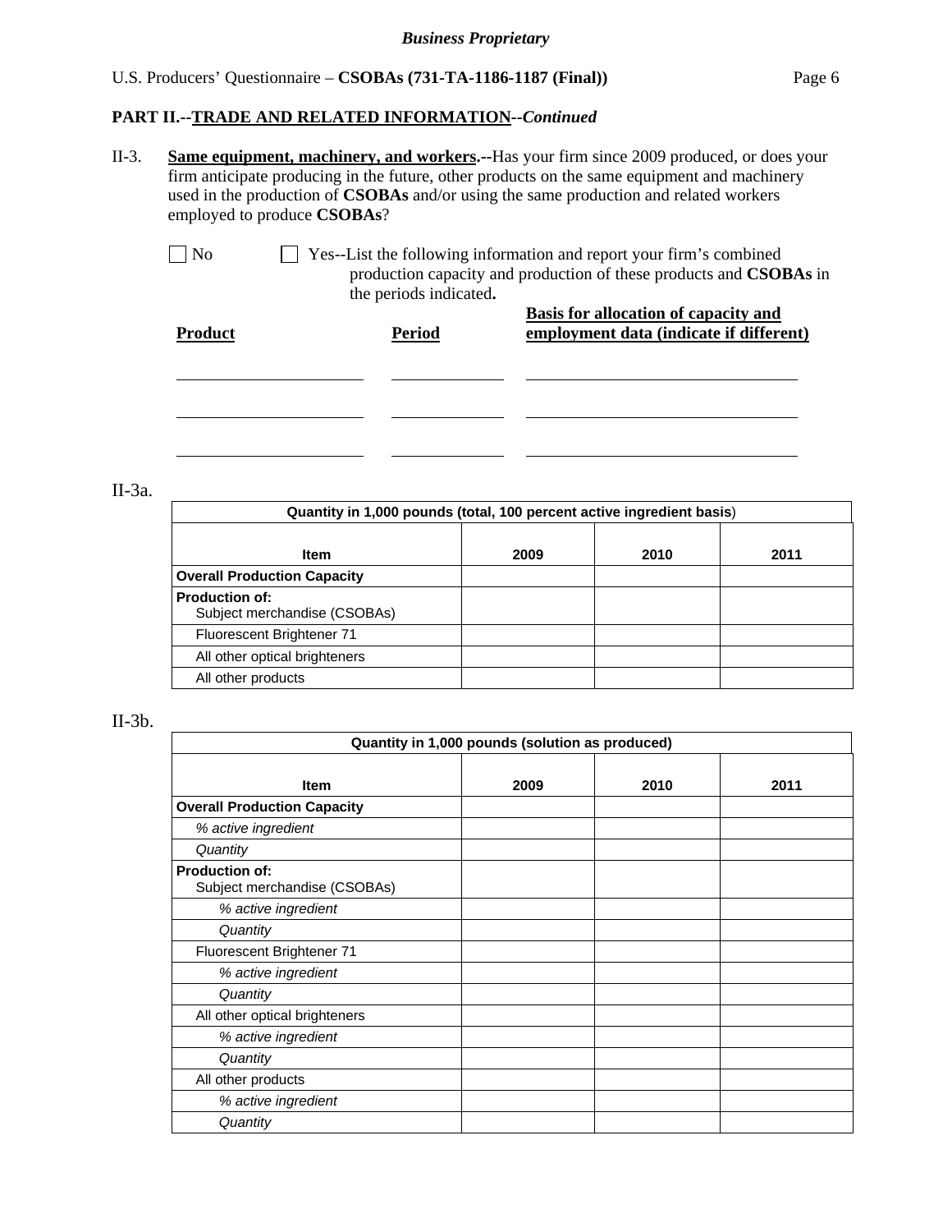## PART II.--TRADE AND RELATED INFORMATION--*Continued*

II-3. **Same equipment, machinery, and workers.--**Has your firm since 2009 produced, or does your firm anticipate producing in the future, other products on the same equipment and machinery used in the production of **CSOBAs** and/or using the same production and related workers employed to produce **CSOBAs**?

☐ No ☐ Yes--List the following information and report your firm's combined production capacity and production of these products and **CSOBAs** in the periods indicated**.**

| Product | Period | Basis for allocation of capacity and employment data (indicate if different) |
|---|---|---|
| | | |
| | | |
| | | |

II-3a.

| Quantity in 1,000 pounds (total, 100 percent active ingredient basis) | | | |
|---|---|---|---|
| **Item** | **2009** | **2010** | **2011** |
| **Overall Production Capacity** | | | |
| **Production of:** Subject merchandise (CSOBAs) | | | |
| Fluorescent Brightener 71 | | | |
| All other optical brighteners | | | |
| All other products | | | |

II-3b.

| Quantity in 1,000 pounds (solution as produced) | | | |
|---|---|---|---|
| **Item** | **2009** | **2010** | **2011** |
| **Overall Production Capacity** | | | |
| *% active ingredient* | | | |
| *Quantity* | | | |
| **Production of:** Subject merchandise (CSOBAs) | | | |
| *% active ingredient* | | | |
| *Quantity* | | | |
| Fluorescent Brightener 71 | | | |
| *% active ingredient* | | | |
| *Quantity* | | | |
| All other optical brighteners | | | |
| *% active ingredient* | | | |
| *Quantity* | | | |
| All other products | | | |
| *% active ingredient* | | | |
| *Quantity* | | | |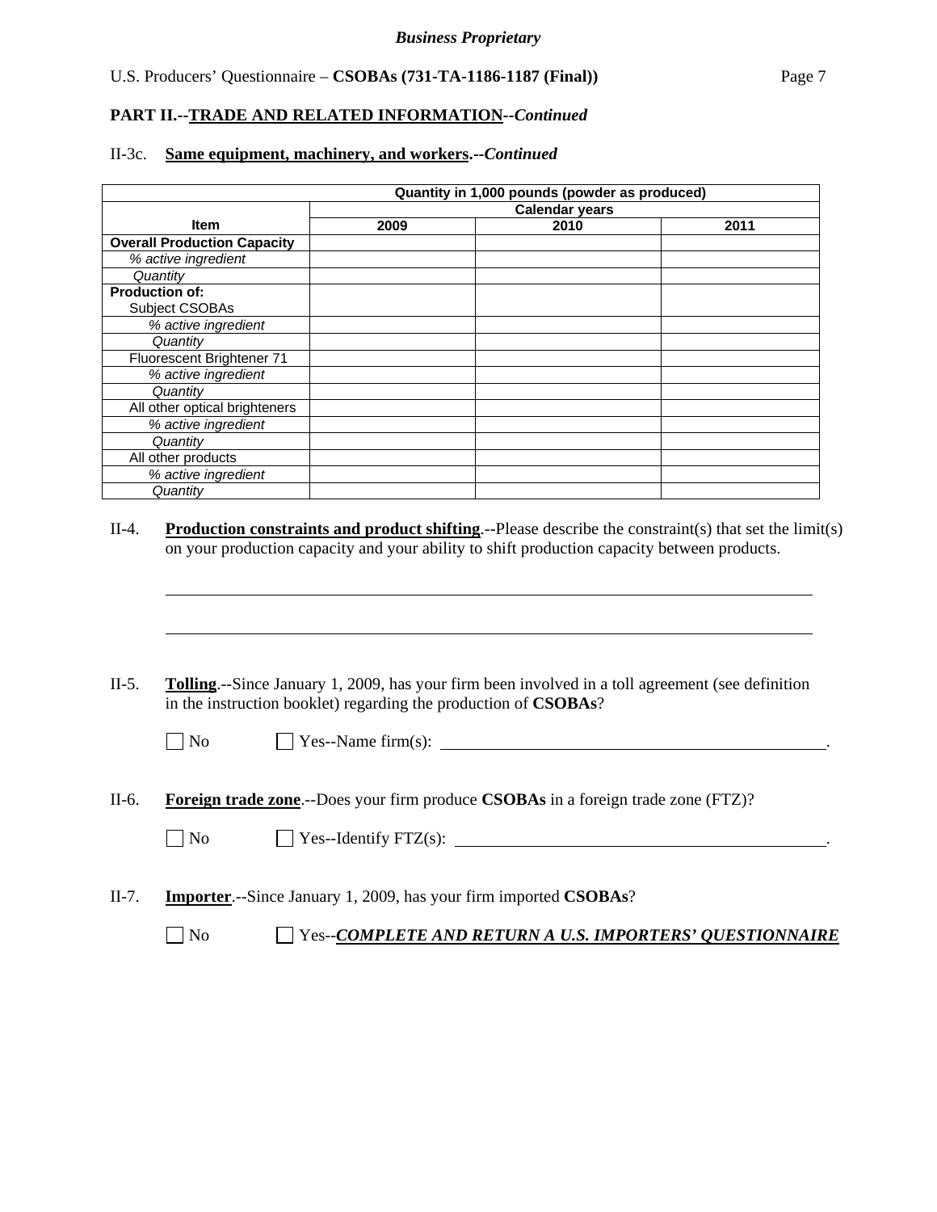**PART II.--TRADE AND RELATED INFORMATION--*Continued***

II-3c. **Same equipment, machinery, and workers.--*Continued***

| | Quantity in 1,000 pounds (powder as produced) | | |
|---|---|---|---|
| | Calendar years | | |
| **Item** | **2009** | **2010** | **2011** |
| **Overall Production Capacity** | | | |
| *% active ingredient* | | | |
| *Quantity* | | | |
| **Production of:** Subject CSOBAs | | | |
| *% active ingredient* | | | |
| *Quantity* | | | |
| Fluorescent Brightener 71 | | | |
| *% active ingredient* | | | |
| *Quantity* | | | |
| All other optical brighteners | | | |
| *% active ingredient* | | | |
| *Quantity* | | | |
| All other products | | | |
| *% active ingredient* | | | |
| *Quantity* | | | |

II-4. **Production constraints and product shifting**.--Please describe the constraint(s) that set the limit(s) on your production capacity and your ability to shift production capacity between products.

______________________________________________________________________

______________________________________________________________________

II-5. **Tolling**.--Since January 1, 2009, has your firm been involved in a toll agreement (see definition in the instruction booklet) regarding the production of **CSOBAs**?

☐ No ☐ Yes--Name firm(s): ______________________________________________.

II-6. **Foreign trade zone**.--Does your firm produce **CSOBAs** in a foreign trade zone (FTZ)?

☐ No ☐ Yes--Identify FTZ(s): ____________________________________________.

II-7. **Importer**.--Since January 1, 2009, has your firm imported **CSOBAs**?

☐ No ☐ Yes--***COMPLETE AND RETURN A U.S. IMPORTERS' QUESTIONNAIRE***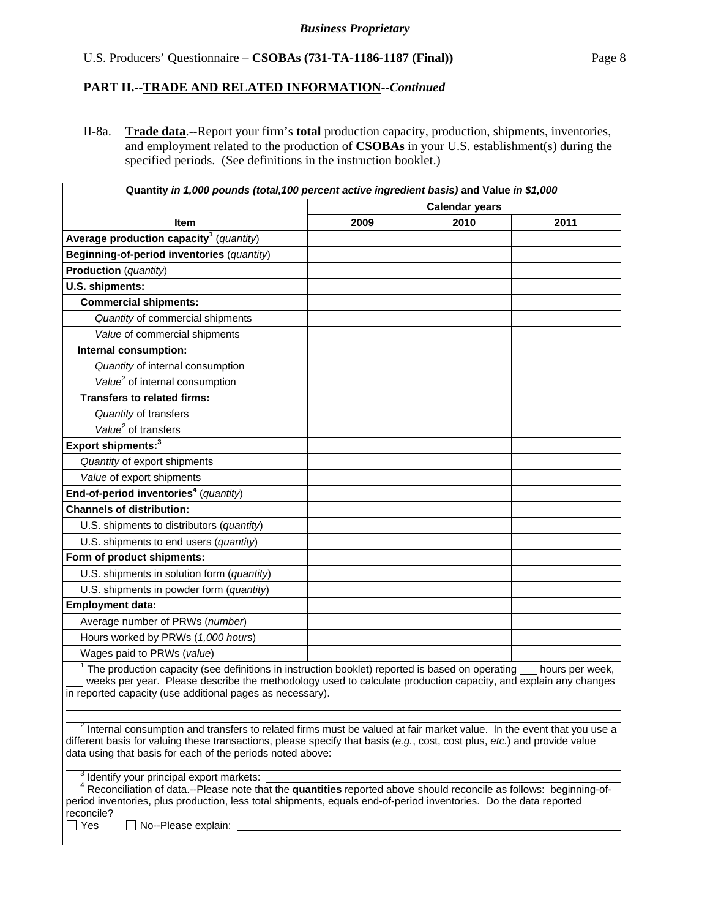## PART II.--TRADE AND RELATED INFORMATION--*Continued*

II-8a. **Trade data**.--Report your firm's **total** production capacity, production, shipments, inventories, and employment related to the production of **CSOBAs** in your U.S. establishment(s) during the specified periods. (See definitions in the instruction booklet.)

| Quantity *in 1,000 pounds (total,100 percent active ingredient basis)* and Value *in $1,000* | | | |
|---|---|---|---|
| | Calendar years | | |
| **Item** | **2009** | **2010** | **2011** |
| **Average production capacity**[1] (*quantity*) | | | |
| **Beginning-of-period inventories** (*quantity*) | | | |
| **Production** (*quantity*) | | | |
| **U.S. shipments:** | | | |
| **Commercial shipments:** | | | |
| *Quantity* of commercial shipments | | | |
| *Value* of commercial shipments | | | |
| **Internal consumption:** | | | |
| *Quantity* of internal consumption | | | |
| *Value*[2] of internal consumption | | | |
| **Transfers to related firms:** | | | |
| *Quantity* of transfers | | | |
| *Value*[2] of transfers | | | |
| **Export shipments:**[3] | | | |
| *Quantity* of export shipments | | | |
| *Value* of export shipments | | | |
| **End-of-period inventories**[4] (*quantity*) | | | |
| **Channels of distribution:** | | | |
| U.S. shipments to distributors (*quantity*) | | | |
| U.S. shipments to end users (*quantity*) | | | |
| **Form of product shipments:** | | | |
| U.S. shipments in solution form (*quantity*) | | | |
| U.S. shipments in powder form (*quantity*) | | | |
| **Employment data:** | | | |
| Average number of PRWs (*number*) | | | |
| Hours worked by PRWs (*1,000 hours*) | | | |
| Wages paid to PRWs (*value*) | | | |

[1] The production capacity (see definitions in instruction booklet) reported is based on operating ___ hours per week, ___ weeks per year. Please describe the methodology used to calculate production capacity, and explain any changes in reported capacity (use additional pages as necessary).

[2] Internal consumption and transfers to related firms must be valued at fair market value. In the event that you use a different basis for valuing these transactions, please specify that basis (*e.g.*, cost, cost plus, *etc.*) and provide value data using that basis for each of the periods noted above:

[3] Identify your principal export markets: ______

[4] Reconciliation of data.--Please note that the **quantities** reported above should reconcile as follows: beginning-of-period inventories, plus production, less total shipments, equals end-of-period inventories. Do the data reported reconcile?

☐ Yes ☐ No--Please explain: ______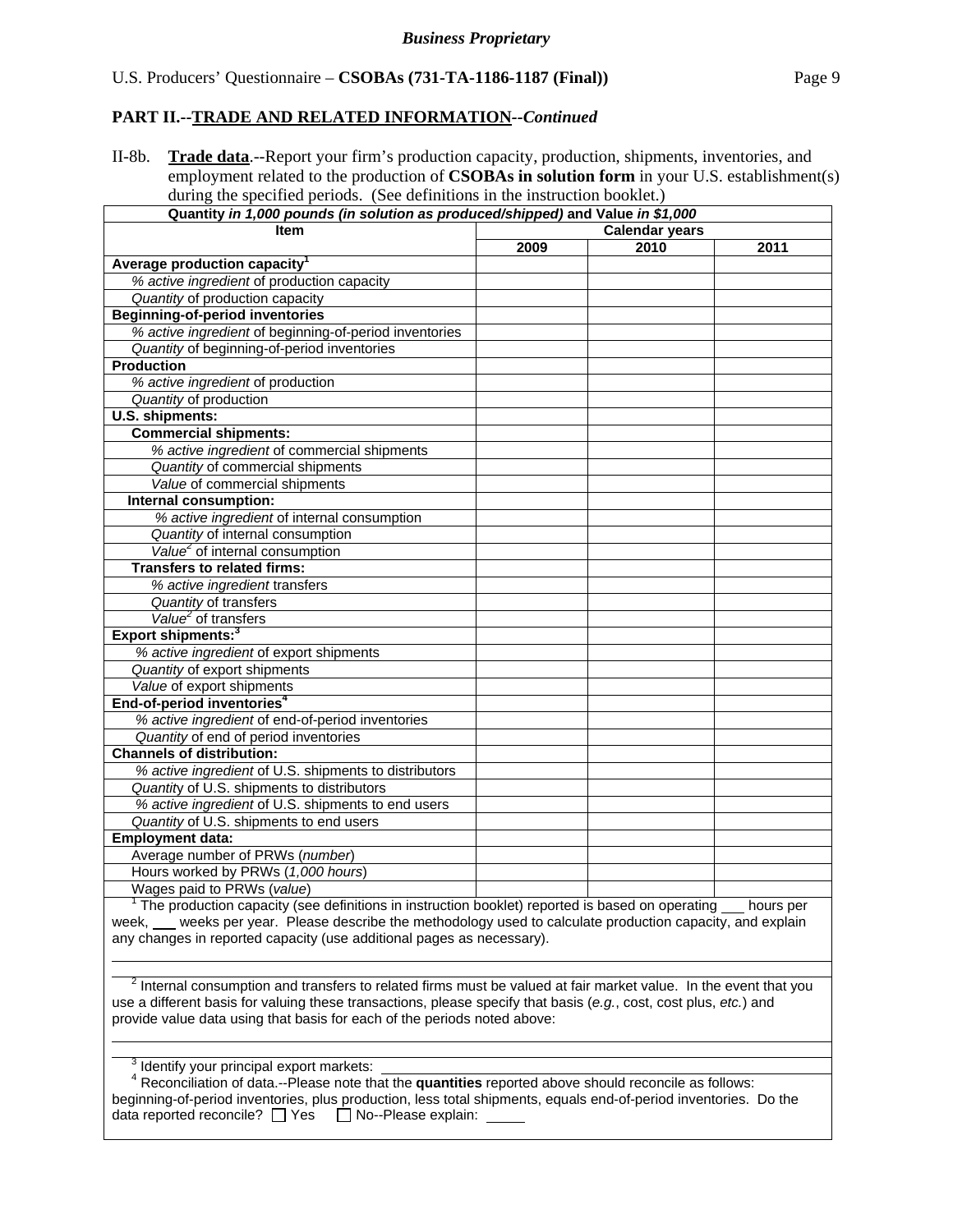**Business Proprietary**

U.S. Producers' Questionnaire – **CSOBAs (731-TA-1186-1187 (Final))**

## PART II.--TRADE AND RELATED INFORMATION--*Continued*

II-8b. **Trade data**.--Report your firm's production capacity, production, shipments, inventories, and employment related to the production of **CSOBAs in solution form** in your U.S. establishment(s) during the specified periods. (See definitions in the instruction booklet.)

| Quantity *in 1,000 pounds (in solution as produced/shipped)* and Value *in $1,000* | | | |
|---|---|---|---|
| **Item** | **Calendar years** | | |
| | **2009** | **2010** | **2011** |
| **Average production capacity**[1] | | | |
| *% active ingredient* of production capacity | | | |
| *Quantity* of production capacity | | | |
| **Beginning-of-period inventories** | | | |
| *% active ingredient* of beginning-of-period inventories | | | |
| *Quantity* of beginning-of-period inventories | | | |
| **Production** | | | |
| *% active ingredient* of production | | | |
| *Quantity* of production | | | |
| **U.S. shipments:** | | | |
| **Commercial shipments:** | | | |
| *% active ingredient* of commercial shipments | | | |
| *Quantity* of commercial shipments | | | |
| *Value* of commercial shipments | | | |
| **Internal consumption:** | | | |
| *% active ingredient* of internal consumption | | | |
| *Quantity* of internal consumption | | | |
| *Value*[2] of internal consumption | | | |
| **Transfers to related firms:** | | | |
| *% active ingredient* transfers | | | |
| *Quantity* of transfers | | | |
| *Value*[2] of transfers | | | |
| **Export shipments:**[3] | | | |
| *% active ingredient* of export shipments | | | |
| *Quantity* of export shipments | | | |
| *Value* of export shipments | | | |
| **End-of-period inventories**[4] | | | |
| *% active ingredient* of end-of-period inventories | | | |
| *Quantity* of end of period inventories | | | |
| **Channels of distribution:** | | | |
| *% active ingredient* of U.S. shipments to distributors | | | |
| *Quantity* of U.S. shipments to distributors | | | |
| *% active ingredient* of U.S. shipments to end users | | | |
| *Quantity* of U.S. shipments to end users | | | |
| **Employment data:** | | | |
| Average number of PRWs (*number*) | | | |
| Hours worked by PRWs (*1,000 hours*) | | | |
| Wages paid to PRWs (*value*) | | | |

[1] The production capacity (see definitions in instruction booklet) reported is based on operating ___ hours per week, ___ weeks per year. Please describe the methodology used to calculate production capacity, and explain any changes in reported capacity (use additional pages as necessary).

[2] Internal consumption and transfers to related firms must be valued at fair market value. In the event that you use a different basis for valuing these transactions, please specify that basis (*e.g.*, cost, cost plus, *etc.*) and provide value data using that basis for each of the periods noted above:

[3] Identify your principal export markets: ___

[4] Reconciliation of data.--Please note that the **quantities** reported above should reconcile as follows: beginning-of-period inventories, plus production, less total shipments, equals end-of-period inventories. Do the data reported reconcile? ☐ Yes ☐ No--Please explain: ___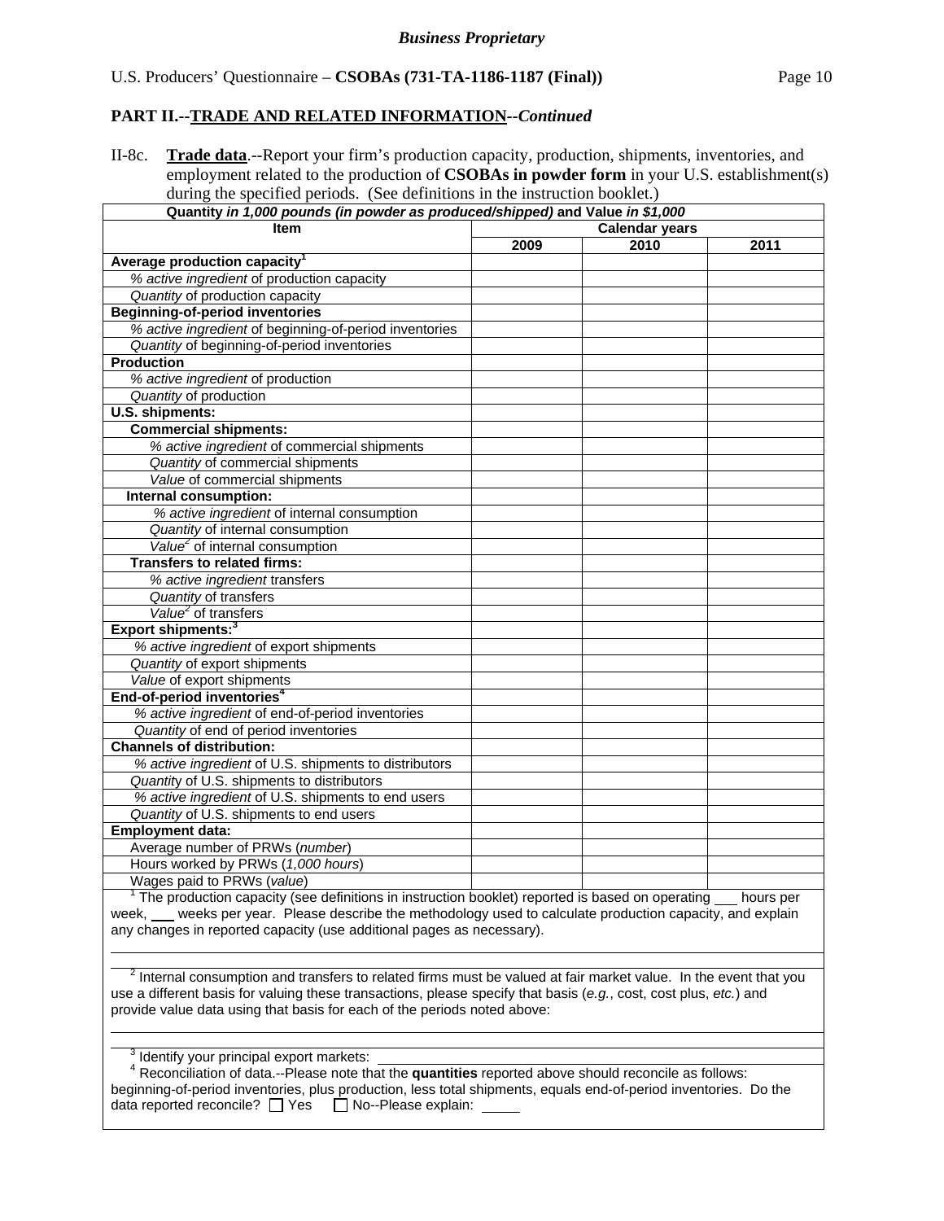**Business Proprietary**

U.S. Producers' Questionnaire – **CSOBAs (731-TA-1186-1187 (Final))**

## PART II.--TRADE AND RELATED INFORMATION--*Continued*

II-8c. **Trade data**.--Report your firm's production capacity, production, shipments, inventories, and employment related to the production of **CSOBAs in powder form** in your U.S. establishment(s) during the specified periods. (See definitions in the instruction booklet.)

| Quantity *in 1,000 pounds (in powder as produced/shipped)* and Value *in $1,000* | | | |
|---|---|---|---|
| **Item** | **Calendar years** | | |
| | **2009** | **2010** | **2011** |
| **Average production capacity[1]** | | | |
| *% active ingredient* of production capacity | | | |
| *Quantity* of production capacity | | | |
| **Beginning-of-period inventories** | | | |
| *% active ingredient* of beginning-of-period inventories | | | |
| *Quantity* of beginning-of-period inventories | | | |
| **Production** | | | |
| *% active ingredient* of production | | | |
| *Quantity* of production | | | |
| **U.S. shipments:** | | | |
| **Commercial shipments:** | | | |
| *% active ingredient* of commercial shipments | | | |
| *Quantity* of commercial shipments | | | |
| *Value* of commercial shipments | | | |
| **Internal consumption:** | | | |
| *% active ingredient* of internal consumption | | | |
| *Quantity* of internal consumption | | | |
| *Value*[2] of internal consumption | | | |
| **Transfers to related firms:** | | | |
| *% active ingredient* transfers | | | |
| *Quantity* of transfers | | | |
| *Value*[2] of transfers | | | |
| **Export shipments:[3]** | | | |
| *% active ingredient* of export shipments | | | |
| *Quantity* of export shipments | | | |
| *Value* of export shipments | | | |
| **End-of-period inventories[4]** | | | |
| *% active ingredient* of end-of-period inventories | | | |
| *Quantity* of end of period inventories | | | |
| **Channels of distribution:** | | | |
| *% active ingredient* of U.S. shipments to distributors | | | |
| *Quantity* of U.S. shipments to distributors | | | |
| *% active ingredient* of U.S. shipments to end users | | | |
| *Quantity* of U.S. shipments to end users | | | |
| **Employment data:** | | | |
| Average number of PRWs (*number*) | | | |
| Hours worked by PRWs (*1,000 hours*) | | | |
| Wages paid to PRWs (*value*) | | | |

[1] The production capacity (see definitions in instruction booklet) reported is based on operating ___ hours per week, ___ weeks per year. Please describe the methodology used to calculate production capacity, and explain any changes in reported capacity (use additional pages as necessary).

[2] Internal consumption and transfers to related firms must be valued at fair market value. In the event that you use a different basis for valuing these transactions, please specify that basis (*e.g.*, cost, cost plus, *etc.*) and provide value data using that basis for each of the periods noted above:

[3] Identify your principal export markets: ______

[4] Reconciliation of data.--Please note that the **quantities** reported above should reconcile as follows: beginning-of-period inventories, plus production, less total shipments, equals end-of-period inventories. Do the data reported reconcile? ☐ Yes ☐ No--Please explain: ______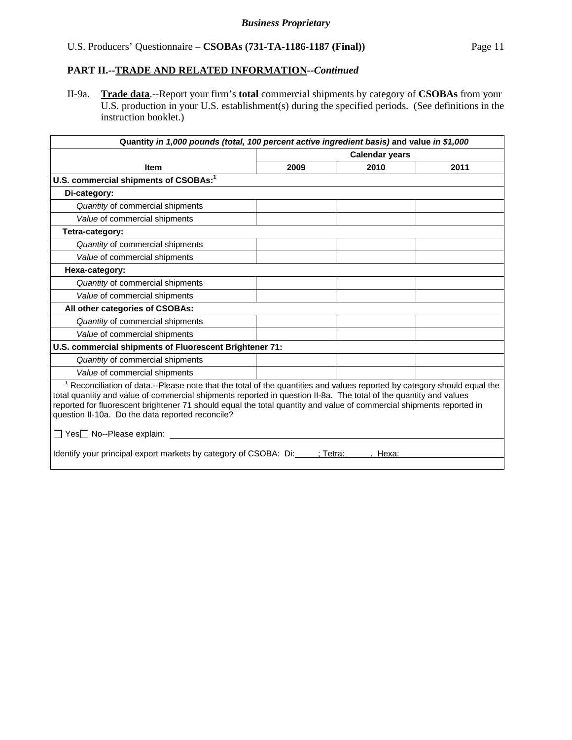*Business Proprietary*

U.S. Producers' Questionnaire – **CSOBAs (731-TA-1186-1187 (Final))**

**PART II.--TRADE AND RELATED INFORMATION--*Continued***

II-9a. **Trade data**.--Report your firm's **total** commercial shipments by category of **CSOBAs** from your U.S. production in your U.S. establishment(s) during the specified periods. (See definitions in the instruction booklet.)

| **Quantity *in 1,000 pounds (total, 100 percent active ingredient basis)* and value *in $1,000*** | | | |
|---|---|---|---|
| | **Calendar years** | | |
| **Item** | **2009** | **2010** | **2011** |
| **U.S. commercial shipments of CSOBAs:**[1] | | | |
| **Di-category:** | | | |
| *Quantity* of commercial shipments | | | |
| *Value* of commercial shipments | | | |
| **Tetra-category:** | | | |
| *Quantity* of commercial shipments | | | |
| *Value* of commercial shipments | | | |
| **Hexa-category:** | | | |
| *Quantity* of commercial shipments | | | |
| *Value* of commercial shipments | | | |
| **All other categories of CSOBAs:** | | | |
| *Quantity* of commercial shipments | | | |
| *Value* of commercial shipments | | | |
| **U.S. commercial shipments of Fluorescent Brightener 71:** | | | |
| *Quantity* of commercial shipments | | | |
| *Value* of commercial shipments | | | |

[1] Reconciliation of data.--Please note that the total of the quantities and values reported by category should equal the total quantity and value of commercial shipments reported in question II-8a. The total of the quantity and values reported for fluorescent brightener 71 should equal the total quantity and value of commercial shipments reported in question II-10a. Do the data reported reconcile?

☐ Yes ☐ No--Please explain: ______________________________

Identify your principal export markets by category of CSOBA: Di:\_\_\_\_\_; Tetra:\_\_\_\_\_\_. Hexa:\_\_\_\_\_\_\_\_\_\_\_\_\_\_\_\_\_\_\_\_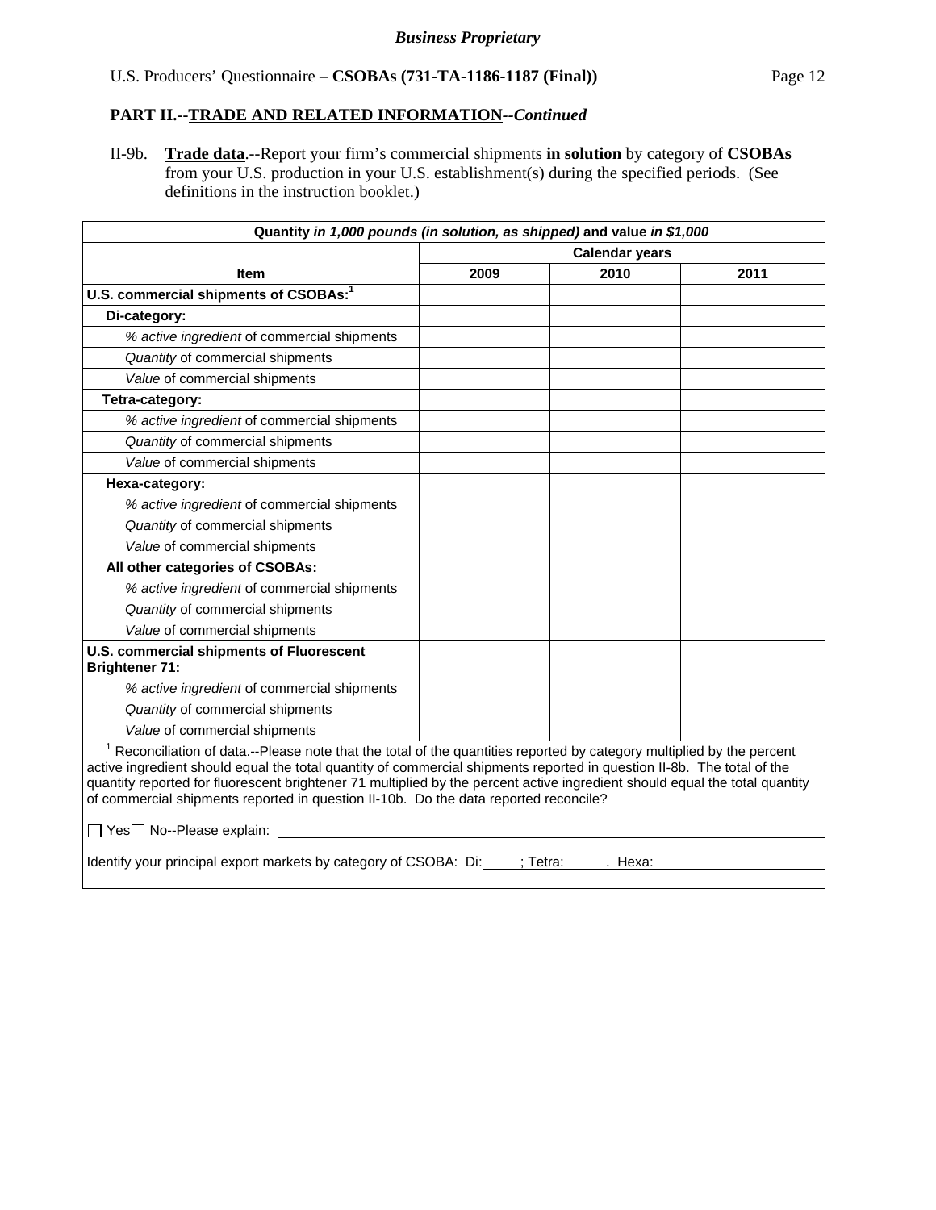**Business Proprietary**

U.S. Producers' Questionnaire – **CSOBAs (731-TA-1186-1187 (Final))**

## PART II.--TRADE AND RELATED INFORMATION--*Continued*

II-9b. **Trade data**.--Report your firm's commercial shipments **in solution** by category of **CSOBAs** from your U.S. production in your U.S. establishment(s) during the specified periods. (See definitions in the instruction booklet.)

| Quantity *in 1,000 pounds (in solution, as shipped)* and value *in $1,000* | | | |
|---|---|---|---|
| | Calendar years | | |
| Item | 2009 | 2010 | 2011 |
| **U.S. commercial shipments of CSOBAs:**[1] | | | |
| **Di-category:** | | | |
| *% active ingredient* of commercial shipments | | | |
| *Quantity* of commercial shipments | | | |
| *Value* of commercial shipments | | | |
| **Tetra-category:** | | | |
| *% active ingredient* of commercial shipments | | | |
| *Quantity* of commercial shipments | | | |
| *Value* of commercial shipments | | | |
| **Hexa-category:** | | | |
| *% active ingredient* of commercial shipments | | | |
| *Quantity* of commercial shipments | | | |
| *Value* of commercial shipments | | | |
| **All other categories of CSOBAs:** | | | |
| *% active ingredient* of commercial shipments | | | |
| *Quantity* of commercial shipments | | | |
| *Value* of commercial shipments | | | |
| **U.S. commercial shipments of Fluorescent Brightener 71:** | | | |
| *% active ingredient* of commercial shipments | | | |
| *Quantity* of commercial shipments | | | |
| *Value* of commercial shipments | | | |

[1] Reconciliation of data.--Please note that the total of the quantities reported by category multiplied by the percent active ingredient should equal the total quantity of commercial shipments reported in question II-8b. The total of the quantity reported for fluorescent brightener 71 multiplied by the percent active ingredient should equal the total quantity of commercial shipments reported in question II-10b. Do the data reported reconcile?

☐ Yes ☐ No--Please explain: ______________________________

Identify your principal export markets by category of CSOBA: Di:\_\_\_\_\_; Tetra:\_\_\_\_\_. Hexa:\_\_\_\_\_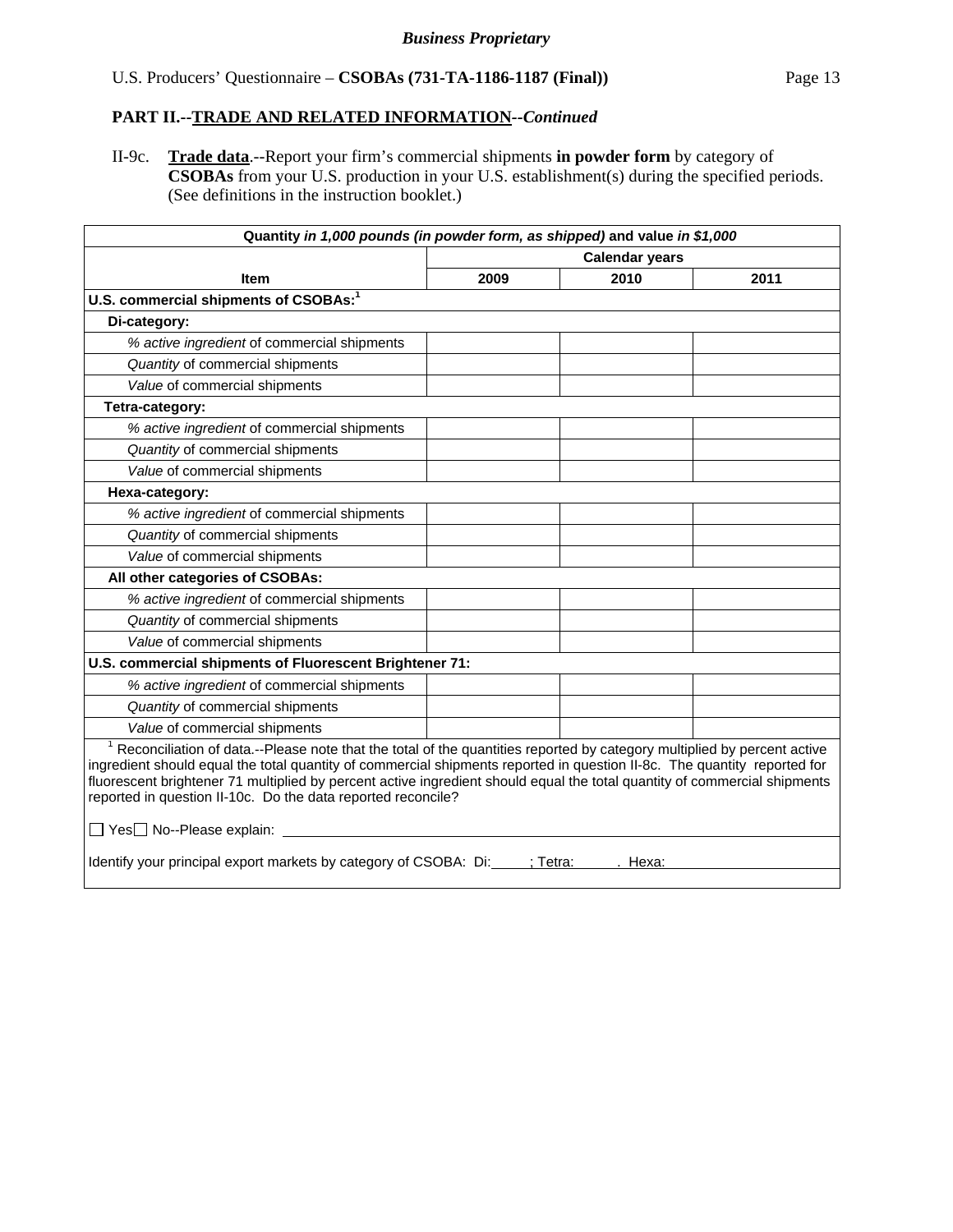**PART II.--TRADE AND RELATED INFORMATION--*Continued***

II-9c. **Trade data**.--Report your firm's commercial shipments **in powder form** by category of **CSOBAs** from your U.S. production in your U.S. establishment(s) during the specified periods. (See definitions in the instruction booklet.)

| Quantity *in 1,000 pounds (in powder form, as shipped)* and value *in $1,000* | | | |
|---|---|---|---|
| | Calendar years | | |
| **Item** | **2009** | **2010** | **2011** |
| **U.S. commercial shipments of CSOBAs:**[1] | | | |
| **Di-category:** | | | |
| *% active ingredient* of commercial shipments | | | |
| *Quantity* of commercial shipments | | | |
| *Value* of commercial shipments | | | |
| **Tetra-category:** | | | |
| *% active ingredient* of commercial shipments | | | |
| *Quantity* of commercial shipments | | | |
| *Value* of commercial shipments | | | |
| **Hexa-category:** | | | |
| *% active ingredient* of commercial shipments | | | |
| *Quantity* of commercial shipments | | | |
| *Value* of commercial shipments | | | |
| **All other categories of CSOBAs:** | | | |
| *% active ingredient* of commercial shipments | | | |
| *Quantity* of commercial shipments | | | |
| *Value* of commercial shipments | | | |
| **U.S. commercial shipments of Fluorescent Brightener 71:** | | | |
| *% active ingredient* of commercial shipments | | | |
| *Quantity* of commercial shipments | | | |
| *Value* of commercial shipments | | | |

[1] Reconciliation of data.--Please note that the total of the quantities reported by category multiplied by percent active ingredient should equal the total quantity of commercial shipments reported in question II-8c. The quantity reported for fluorescent brightener 71 multiplied by percent active ingredient should equal the total quantity of commercial shipments reported in question II-10c. Do the data reported reconcile?

☐ Yes ☐ No--Please explain: ______________________________

Identify your principal export markets by category of CSOBA: Di:\_\_\_\_\_; Tetra:\_\_\_\_\_. Hexa:\_\_\_\_\_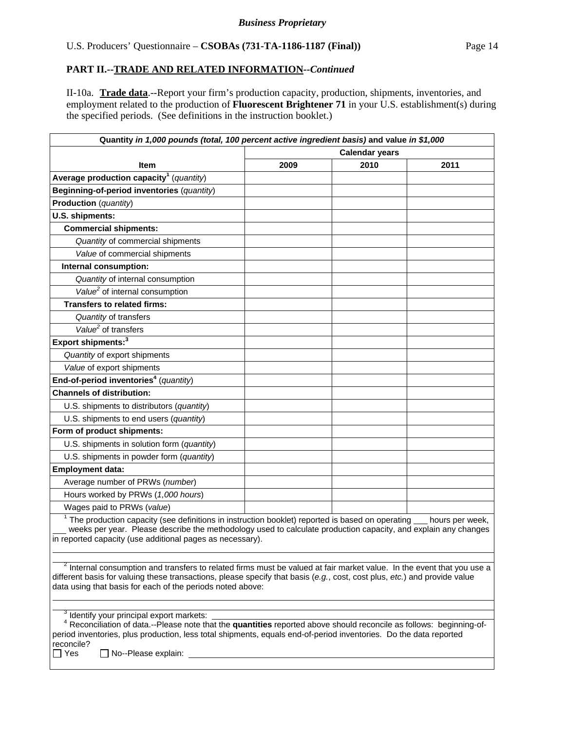**Business Proprietary**

U.S. Producers' Questionnaire – **CSOBAs (731-TA-1186-1187 (Final))**

## PART II.--TRADE AND RELATED INFORMATION--*Continued*

II-10a. **Trade data**.--Report your firm's production capacity, production, shipments, inventories, and employment related to the production of **Fluorescent Brightener 71** in your U.S. establishment(s) during the specified periods. (See definitions in the instruction booklet.)

| Quantity *in 1,000 pounds (total, 100 percent active ingredient basis)* and value *in $1,000* | | | |
|---|---|---|---|
| | **Calendar years** | | |
| **Item** | **2009** | **2010** | **2011** |
| **Average production capacity**[1] (*quantity*) | | | |
| **Beginning-of-period inventories** (*quantity*) | | | |
| **Production** (*quantity*) | | | |
| **U.S. shipments:** | | | |
| **Commercial shipments:** | | | |
| *Quantity* of commercial shipments | | | |
| *Value* of commercial shipments | | | |
| **Internal consumption:** | | | |
| *Quantity* of internal consumption | | | |
| *Value*[2] of internal consumption | | | |
| **Transfers to related firms:** | | | |
| *Quantity* of transfers | | | |
| *Value*[2] of transfers | | | |
| **Export shipments:**[3] | | | |
| *Quantity* of export shipments | | | |
| *Value* of export shipments | | | |
| **End-of-period inventories**[4] (*quantity*) | | | |
| **Channels of distribution:** | | | |
| U.S. shipments to distributors (*quantity*) | | | |
| U.S. shipments to end users (*quantity*) | | | |
| **Form of product shipments:** | | | |
| U.S. shipments in solution form (*quantity*) | | | |
| U.S. shipments in powder form (*quantity*) | | | |
| **Employment data:** | | | |
| Average number of PRWs (*number*) | | | |
| Hours worked by PRWs (*1,000 hours*) | | | |
| Wages paid to PRWs (*value*) | | | |

[1] The production capacity (see definitions in instruction booklet) reported is based on operating ___ hours per week, ___ weeks per year. Please describe the methodology used to calculate production capacity, and explain any changes in reported capacity (use additional pages as necessary).

[2] Internal consumption and transfers to related firms must be valued at fair market value. In the event that you use a different basis for valuing these transactions, please specify that basis (*e.g.*, cost, cost plus, *etc.*) and provide value data using that basis for each of the periods noted above:

[3] Identify your principal export markets: ______

[4] Reconciliation of data.--Please note that the **quantities** reported above should reconcile as follows: beginning-of-period inventories, plus production, less total shipments, equals end-of-period inventories. Do the data reported reconcile?

☐ Yes ☐ No--Please explain: ______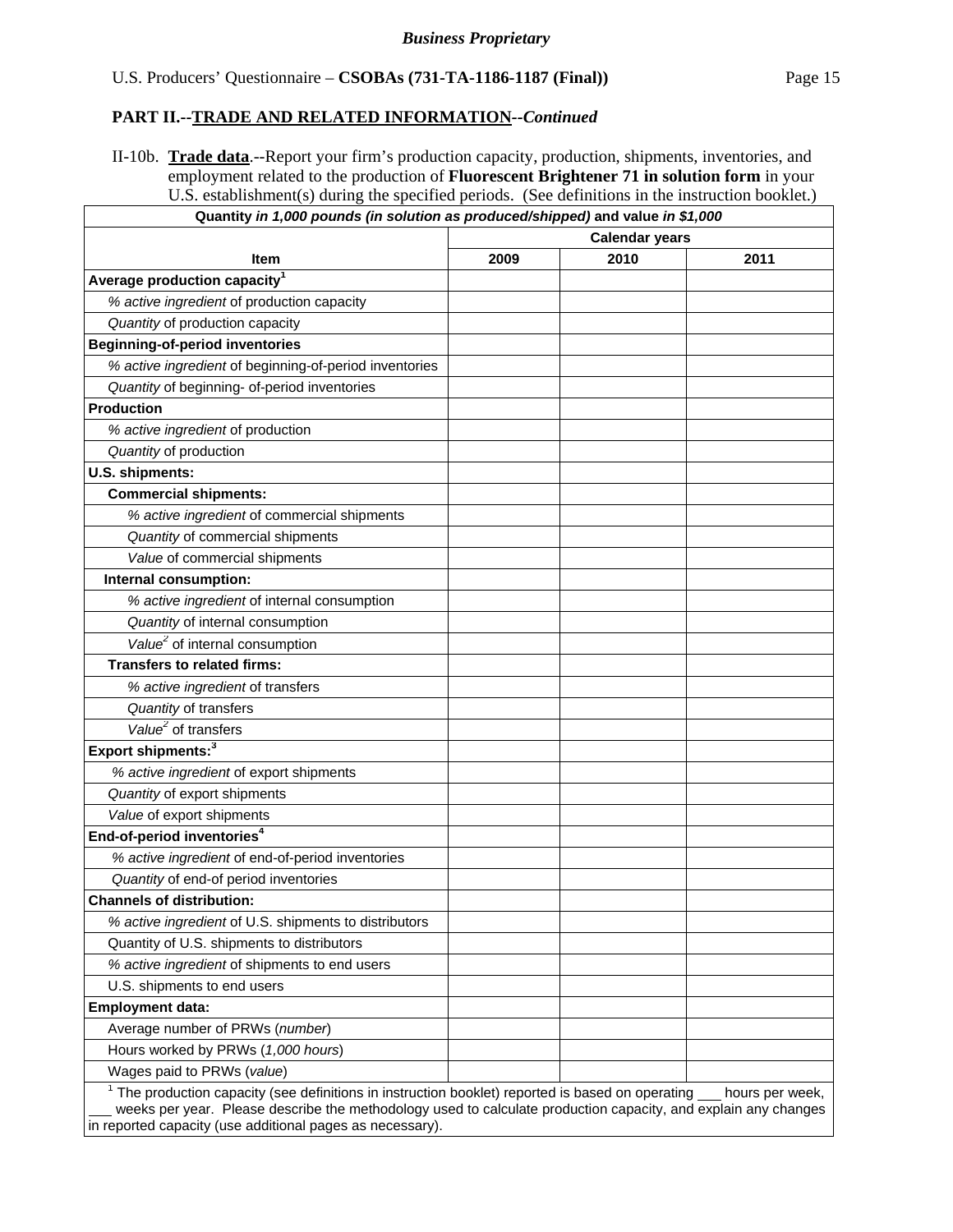*Business Proprietary*

U.S. Producers' Questionnaire – **CSOBAs (731-TA-1186-1187 (Final))**

**PART II.--TRADE AND RELATED INFORMATION--*Continued***

II-10b. **Trade data**.--Report your firm's production capacity, production, shipments, inventories, and employment related to the production of **Fluorescent Brightener 71 in solution form** in your U.S. establishment(s) during the specified periods. (See definitions in the instruction booklet.)

| Quantity *in 1,000 pounds (in solution as produced/shipped)* and value *in $1,000* | | | |
|---|---|---|---|
| | Calendar years | | |
| **Item** | **2009** | **2010** | **2011** |
| **Average production capacity**[1] | | | |
| *% active ingredient* of production capacity | | | |
| *Quantity* of production capacity | | | |
| **Beginning-of-period inventories** | | | |
| *% active ingredient* of beginning-of-period inventories | | | |
| *Quantity* of beginning- of-period inventories | | | |
| **Production** | | | |
| *% active ingredient* of production | | | |
| *Quantity* of production | | | |
| **U.S. shipments:** | | | |
| **Commercial shipments:** | | | |
| *% active ingredient* of commercial shipments | | | |
| *Quantity* of commercial shipments | | | |
| *Value* of commercial shipments | | | |
| **Internal consumption:** | | | |
| *% active ingredient* of internal consumption | | | |
| *Quantity* of internal consumption | | | |
| *Value*[2] of internal consumption | | | |
| **Transfers to related firms:** | | | |
| *% active ingredient* of transfers | | | |
| *Quantity* of transfers | | | |
| *Value*[2] of transfers | | | |
| **Export shipments:**[3] | | | |
| *% active ingredient* of export shipments | | | |
| *Quantity* of export shipments | | | |
| *Value* of export shipments | | | |
| **End-of-period inventories**[4] | | | |
| *% active ingredient* of end-of-period inventories | | | |
| *Quantity* of end-of period inventories | | | |
| **Channels of distribution:** | | | |
| *% active ingredient* of U.S. shipments to distributors | | | |
| Quantity of U.S. shipments to distributors | | | |
| *% active ingredient* of shipments to end users | | | |
| U.S. shipments to end users | | | |
| **Employment data:** | | | |
| Average number of PRWs (*number*) | | | |
| Hours worked by PRWs (*1,000 hours*) | | | |
| Wages paid to PRWs (*value*) | | | |

[1] The production capacity (see definitions in instruction booklet) reported is based on operating ___ hours per week, ___ weeks per year. Please describe the methodology used to calculate production capacity, and explain any changes in reported capacity (use additional pages as necessary).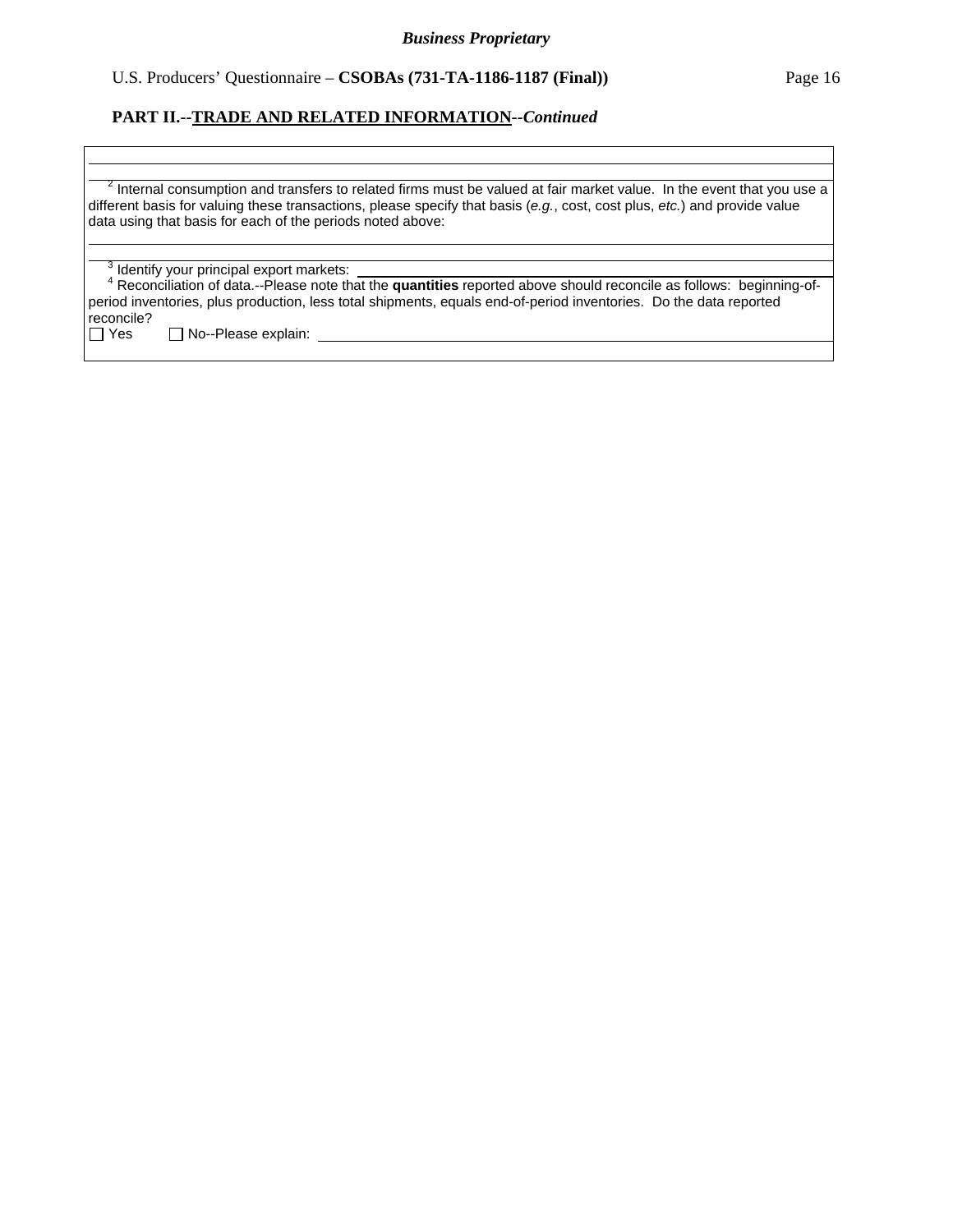**Business Proprietary**

## PART II.--TRADE AND RELATED INFORMATION--*Continued*

[2] Internal consumption and transfers to related firms must be valued at fair market value. In the event that you use a different basis for valuing these transactions, please specify that basis (*e.g.*, cost, cost plus, *etc.*) and provide value data using that basis for each of the periods noted above:

___

[3] Identify your principal export markets: ___

[4] Reconciliation of data.--Please note that the **quantities** reported above should reconcile as follows: beginning-of-period inventories, plus production, less total shipments, equals end-of-period inventories. Do the data reported reconcile?

☐ Yes ☐ No--Please explain: ___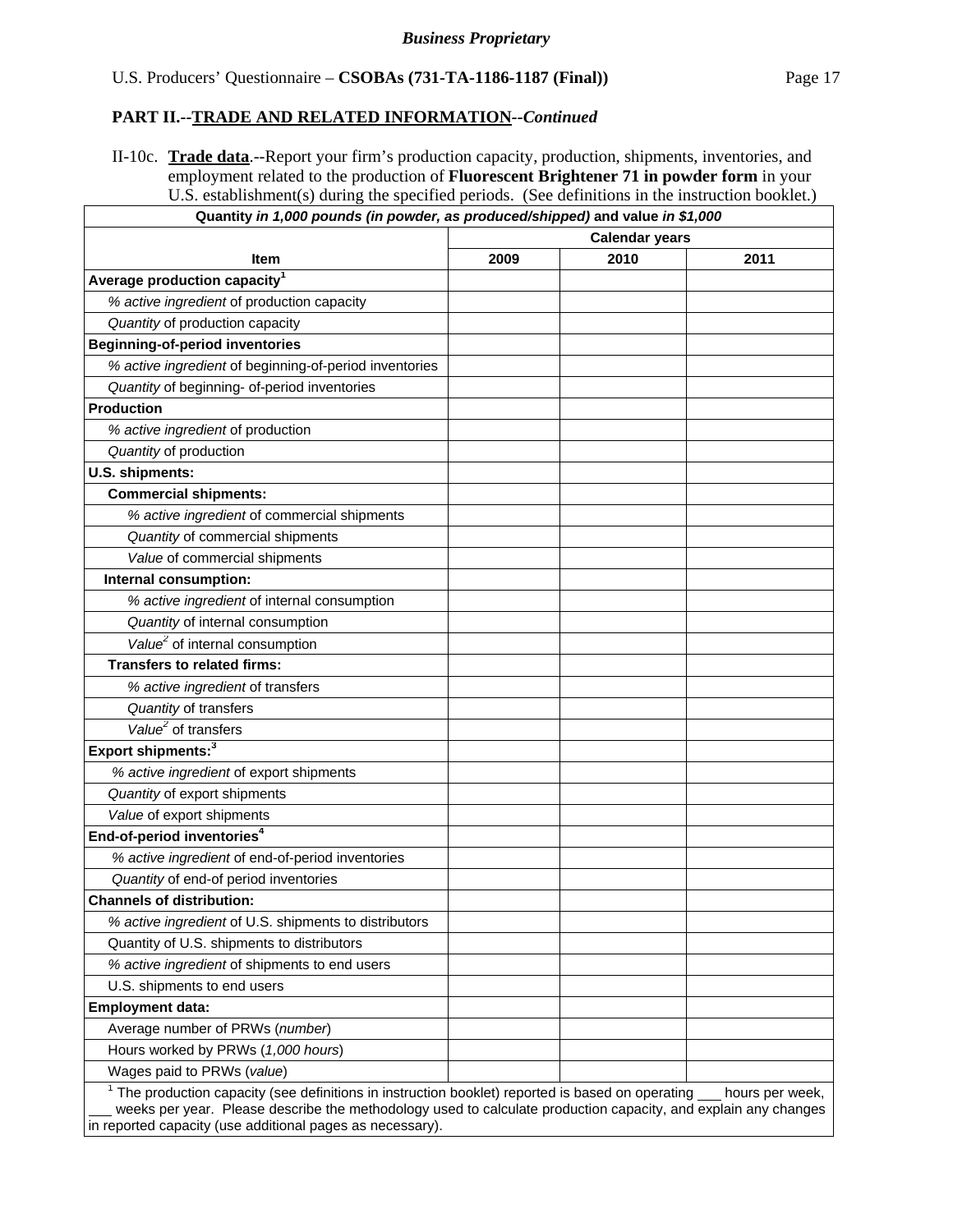## PART II.--TRADE AND RELATED INFORMATION--*Continued*

II-10c. **Trade data**.--Report your firm's production capacity, production, shipments, inventories, and employment related to the production of **Fluorescent Brightener 71 in powder form** in your U.S. establishment(s) during the specified periods. (See definitions in the instruction booklet.)

| Quantity *in 1,000 pounds (in powder, as produced/shipped)* and value *in $1,000* | | | |
|---|---|---|---|
| | Calendar years | | |
| **Item** | **2009** | **2010** | **2011** |
| **Average production capacity**[1] | | | |
| *% active ingredient* of production capacity | | | |
| *Quantity* of production capacity | | | |
| **Beginning-of-period inventories** | | | |
| *% active ingredient* of beginning-of-period inventories | | | |
| *Quantity* of beginning- of-period inventories | | | |
| **Production** | | | |
| *% active ingredient* of production | | | |
| *Quantity* of production | | | |
| **U.S. shipments:** | | | |
| **Commercial shipments:** | | | |
| *% active ingredient* of commercial shipments | | | |
| *Quantity* of commercial shipments | | | |
| *Value* of commercial shipments | | | |
| **Internal consumption:** | | | |
| *% active ingredient* of internal consumption | | | |
| *Quantity* of internal consumption | | | |
| *Value*[2] of internal consumption | | | |
| **Transfers to related firms:** | | | |
| *% active ingredient* of transfers | | | |
| *Quantity* of transfers | | | |
| *Value*[2] of transfers | | | |
| **Export shipments:**[3] | | | |
| *% active ingredient* of export shipments | | | |
| *Quantity* of export shipments | | | |
| *Value* of export shipments | | | |
| **End-of-period inventories**[4] | | | |
| *% active ingredient* of end-of-period inventories | | | |
| *Quantity* of end-of period inventories | | | |
| **Channels of distribution:** | | | |
| *% active ingredient* of U.S. shipments to distributors | | | |
| Quantity of U.S. shipments to distributors | | | |
| *% active ingredient* of shipments to end users | | | |
| U.S. shipments to end users | | | |
| **Employment data:** | | | |
| Average number of PRWs (*number*) | | | |
| Hours worked by PRWs (*1,000 hours*) | | | |
| Wages paid to PRWs (*value*) | | | |

[1] The production capacity (see definitions in instruction booklet) reported is based on operating ___ hours per week, ___ weeks per year. Please describe the methodology used to calculate production capacity, and explain any changes in reported capacity (use additional pages as necessary).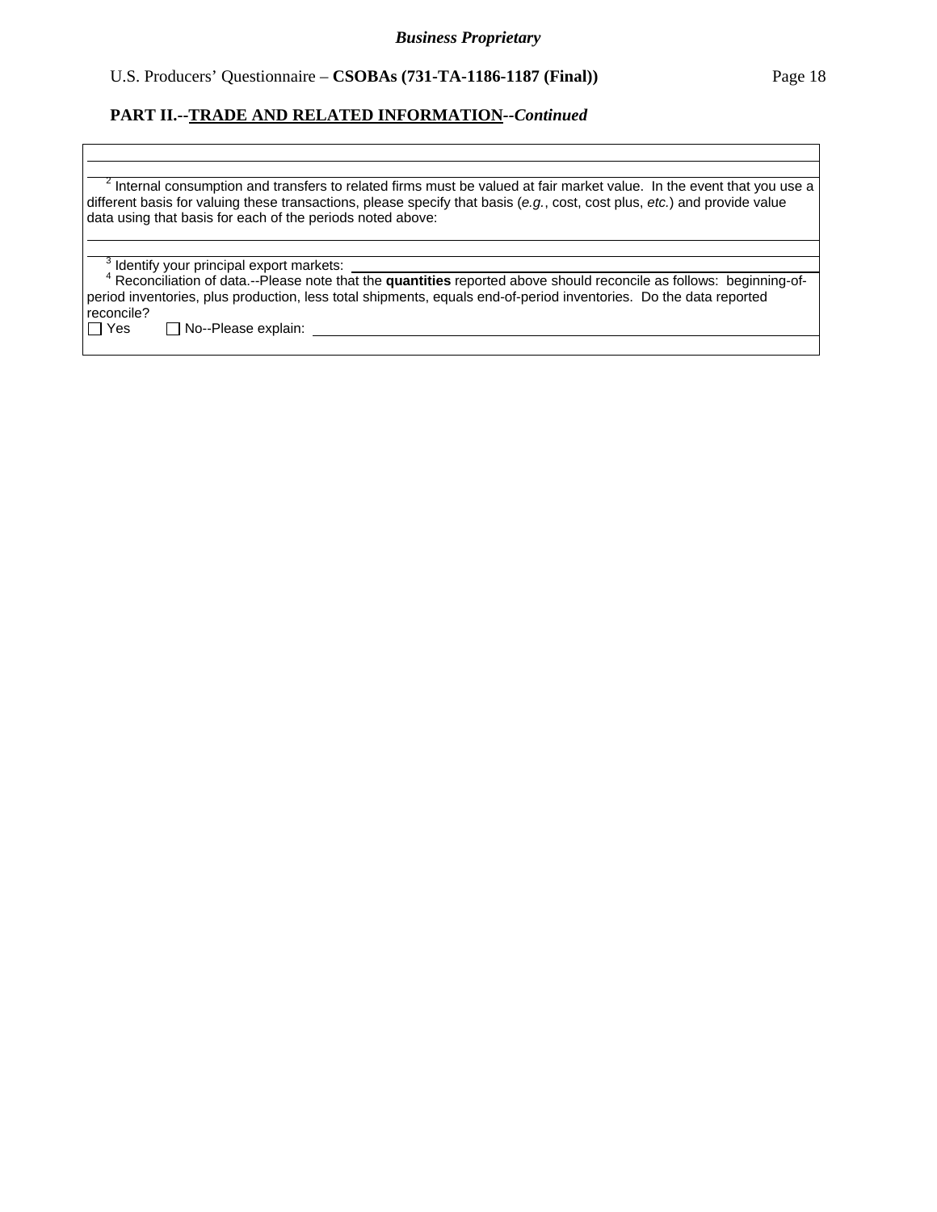**Business Proprietary**

**PART II.--TRADE AND RELATED INFORMATION--*Continued***

[2] Internal consumption and transfers to related firms must be valued at fair market value. In the event that you use a different basis for valuing these transactions, please specify that basis (*e.g.*, cost, cost plus, *etc.*) and provide value data using that basis for each of the periods noted above:

[3] Identify your principal export markets: ______________________________

[4] Reconciliation of data.--Please note that the **quantities** reported above should reconcile as follows: beginning-of-period inventories, plus production, less total shipments, equals end-of-period inventories. Do the data reported reconcile?

☐ Yes ☐ No--Please explain: ______________________________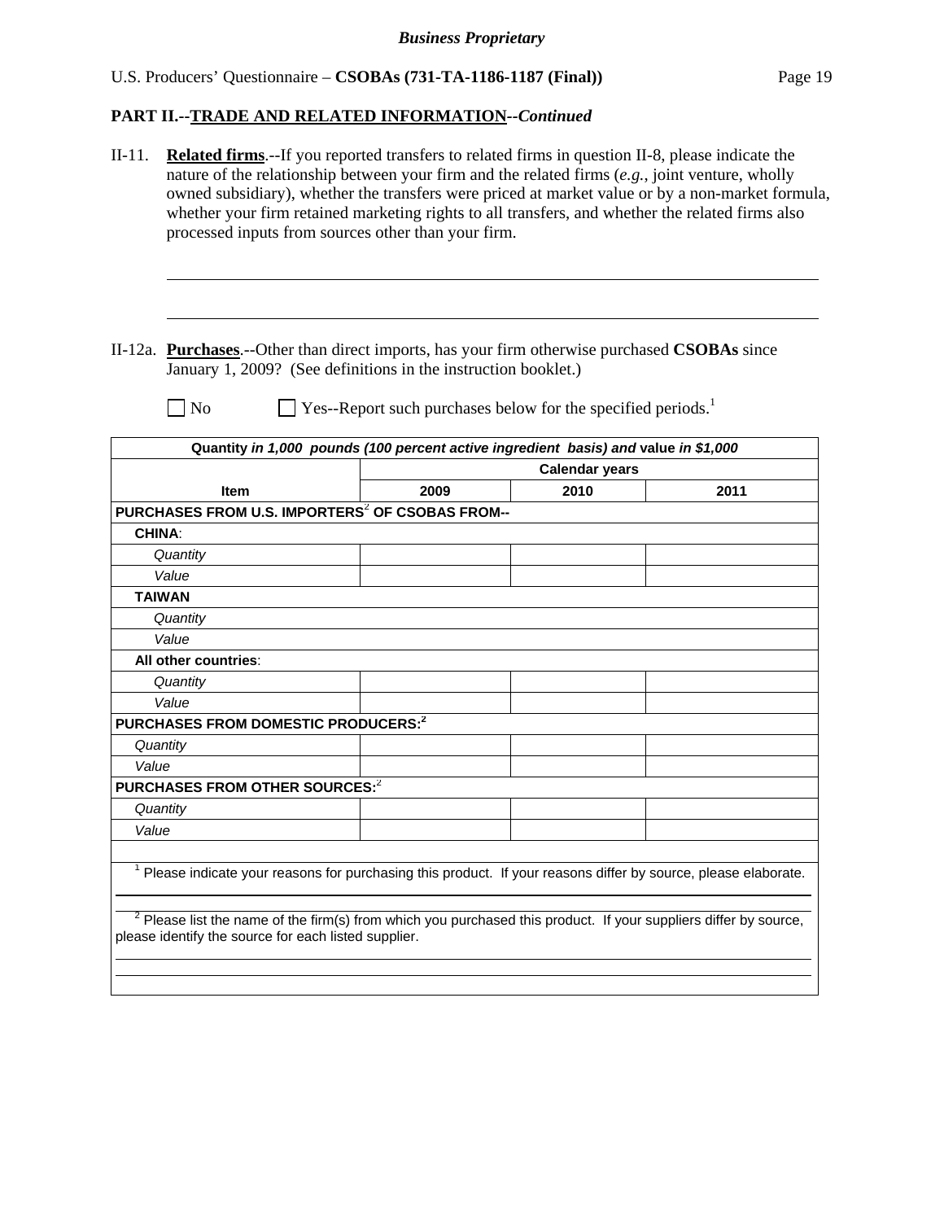## PART II.--TRADE AND RELATED INFORMATION--*Continued*

II-11. **Related firms**.--If you reported transfers to related firms in question II-8, please indicate the nature of the relationship between your firm and the related firms (*e.g.*, joint venture, wholly owned subsidiary), whether the transfers were priced at market value or by a non-market formula, whether your firm retained marketing rights to all transfers, and whether the related firms also processed inputs from sources other than your firm.

______________________________________________________________________

______________________________________________________________________

II-12a. **Purchases**.--Other than direct imports, has your firm otherwise purchased **CSOBAs** since January 1, 2009? (See definitions in the instruction booklet.)

☐ No ☐ Yes--Report such purchases below for the specified periods.[1]

| Quantity *in 1,000 pounds (100 percent active ingredient basis) and* value *in $1,000* | | | |
|---|---|---|---|
| | **Calendar years** | | |
| **Item** | **2009** | **2010** | **2011** |
| **PURCHASES FROM U.S. IMPORTERS[2] OF CSOBAS FROM--** | | | |
| **CHINA**: | | | |
| *Quantity* | | | |
| *Value* | | | |
| **TAIWAN** | | | |
| *Quantity* | | | |
| *Value* | | | |
| **All other countries**: | | | |
| *Quantity* | | | |
| *Value* | | | |
| **PURCHASES FROM DOMESTIC PRODUCERS:[2]** | | | |
| *Quantity* | | | |
| *Value* | | | |
| **PURCHASES FROM OTHER SOURCES:[2]** | | | |
| *Quantity* | | | |
| *Value* | | | |

[1] Please indicate your reasons for purchasing this product. If your reasons differ by source, please elaborate.

______________________________________________________________________

[2] Please list the name of the firm(s) from which you purchased this product. If your suppliers differ by source, please identify the source for each listed supplier.

______________________________________________________________________

______________________________________________________________________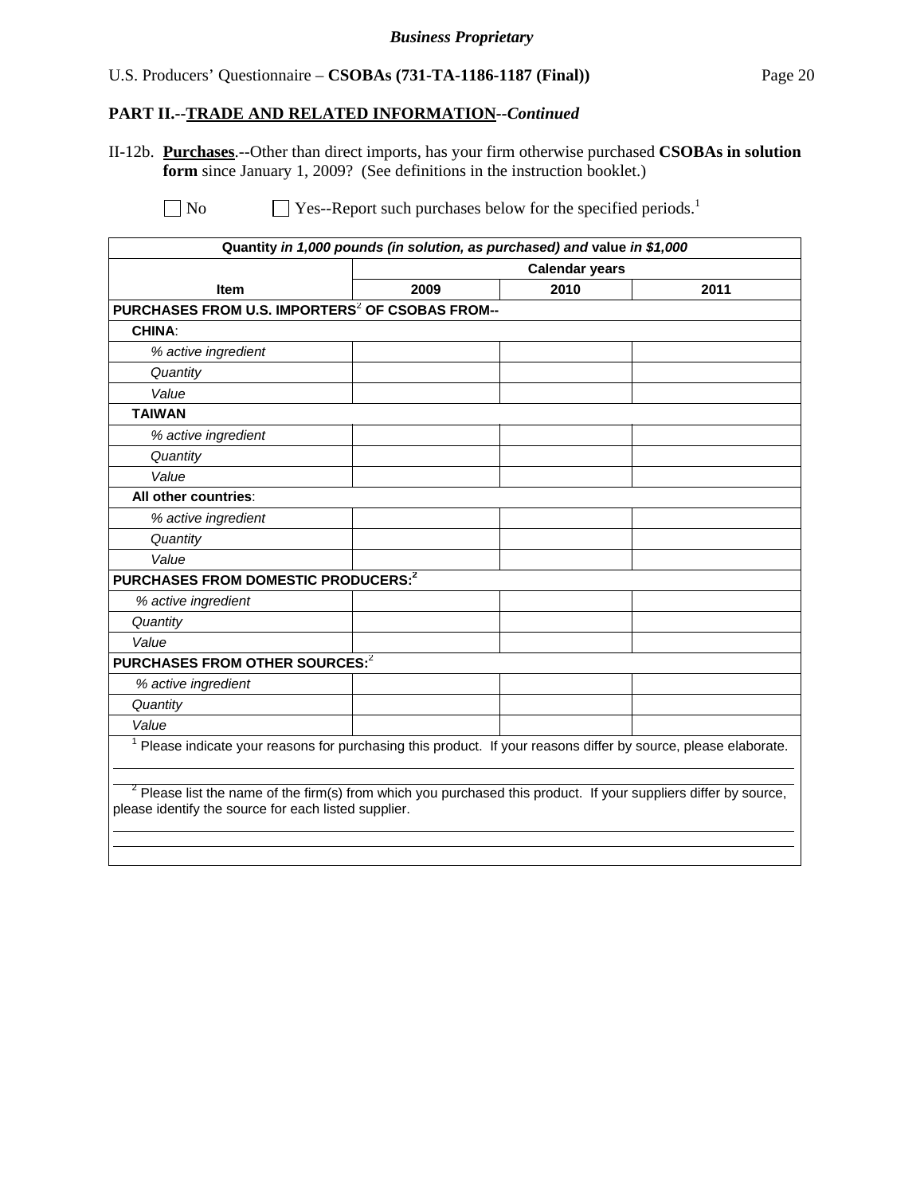**PART II.--TRADE AND RELATED INFORMATION--*Continued***

II-12b. **Purchases**.--Other than direct imports, has your firm otherwise purchased **CSOBAs in solution form** since January 1, 2009? (See definitions in the instruction booklet.)

☐ No ☐ Yes--Report such purchases below for the specified periods.[1]

| Quantity *in 1,000 pounds (in solution, as purchased)* and value *in $1,000* | | | |
|---|---|---|---|
| | Calendar years | | |
| **Item** | **2009** | **2010** | **2011** |
| **PURCHASES FROM U.S. IMPORTERS[2] OF CSOBAS FROM--** | | | |
| **CHINA**: | | | |
| *% active ingredient* | | | |
| *Quantity* | | | |
| *Value* | | | |
| **TAIWAN** | | | |
| *% active ingredient* | | | |
| *Quantity* | | | |
| *Value* | | | |
| **All other countries**: | | | |
| *% active ingredient* | | | |
| *Quantity* | | | |
| *Value* | | | |
| **PURCHASES FROM DOMESTIC PRODUCERS:[2]** | | | |
| *% active ingredient* | | | |
| *Quantity* | | | |
| *Value* | | | |
| **PURCHASES FROM OTHER SOURCES:[2]** | | | |
| *% active ingredient* | | | |
| *Quantity* | | | |
| *Value* | | | |

[1] Please indicate your reasons for purchasing this product. If your reasons differ by source, please elaborate.

[2] Please list the name of the firm(s) from which you purchased this product. If your suppliers differ by source, please identify the source for each listed supplier.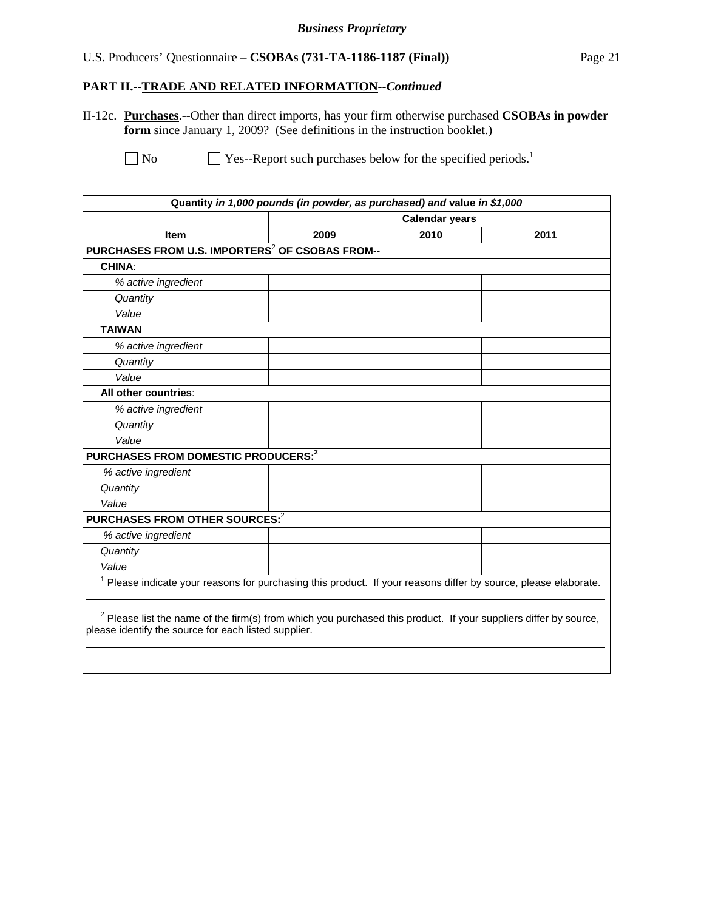**PART II.--TRADE AND RELATED INFORMATION--*Continued***

II-12c. **Purchases**.--Other than direct imports, has your firm otherwise purchased **CSOBAs in powder form** since January 1, 2009? (See definitions in the instruction booklet.)

☐ No ☐ Yes--Report such purchases below for the specified periods.[1]

| Quantity *in 1,000 pounds (in powder, as purchased) and* value *in $1,000* | | | |
|---|---|---|---|
| | **Calendar years** | | |
| **Item** | **2009** | **2010** | **2011** |
| **PURCHASES FROM U.S. IMPORTERS[2] OF CSOBAS FROM--** | | | |
| **CHINA**: | | | |
| *% active ingredient* | | | |
| *Quantity* | | | |
| *Value* | | | |
| **TAIWAN** | | | |
| *% active ingredient* | | | |
| *Quantity* | | | |
| *Value* | | | |
| **All other countries**: | | | |
| *% active ingredient* | | | |
| *Quantity* | | | |
| *Value* | | | |
| **PURCHASES FROM DOMESTIC PRODUCERS:[2]** | | | |
| *% active ingredient* | | | |
| *Quantity* | | | |
| *Value* | | | |
| **PURCHASES FROM OTHER SOURCES:[2]** | | | |
| *% active ingredient* | | | |
| *Quantity* | | | |
| *Value* | | | |

[1] Please indicate your reasons for purchasing this product. If your reasons differ by source, please elaborate.

[2] Please list the name of the firm(s) from which you purchased this product. If your suppliers differ by source, please identify the source for each listed supplier.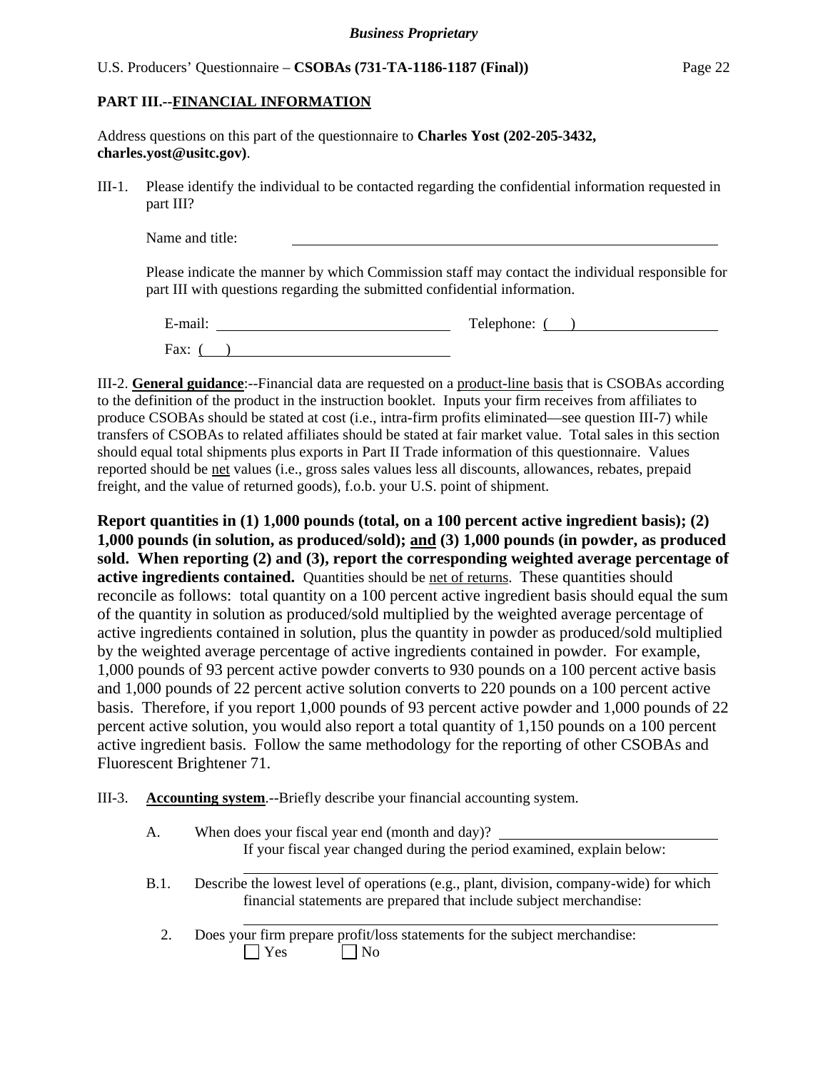## PART III.--FINANCIAL INFORMATION

Address questions on this part of the questionnaire to **Charles Yost (202-205-3432, charles.yost@usitc.gov)**.

III-1. Please identify the individual to be contacted regarding the confidential information requested in part III?

Name and title: ______________________________

Please indicate the manner by which Commission staff may contact the individual responsible for part III with questions regarding the submitted confidential information.

E-mail: ______________________ Telephone: (   ) ______________________

Fax: (   ) ______________________

III-2. **General guidance**:--Financial data are requested on a product-line basis that is CSOBAs according to the definition of the product in the instruction booklet. Inputs your firm receives from affiliates to produce CSOBAs should be stated at cost (i.e., intra-firm profits eliminated—see question III-7) while transfers of CSOBAs to related affiliates should be stated at fair market value. Total sales in this section should equal total shipments plus exports in Part II Trade information of this questionnaire. Values reported should be net values (i.e., gross sales values less all discounts, allowances, rebates, prepaid freight, and the value of returned goods), f.o.b. your U.S. point of shipment.

**Report quantities in (1) 1,000 pounds (total, on a 100 percent active ingredient basis); (2) 1,000 pounds (in solution, as produced/sold); and (3) 1,000 pounds (in powder, as produced sold. When reporting (2) and (3), report the corresponding weighted average percentage of active ingredients contained.** Quantities should be net of returns. These quantities should reconcile as follows: total quantity on a 100 percent active ingredient basis should equal the sum of the quantity in solution as produced/sold multiplied by the weighted average percentage of active ingredients contained in solution, plus the quantity in powder as produced/sold multiplied by the weighted average percentage of active ingredients contained in powder. For example, 1,000 pounds of 93 percent active powder converts to 930 pounds on a 100 percent active basis and 1,000 pounds of 22 percent active solution converts to 220 pounds on a 100 percent active basis. Therefore, if you report 1,000 pounds of 93 percent active powder and 1,000 pounds of 22 percent active solution, you would also report a total quantity of 1,150 pounds on a 100 percent active ingredient basis. Follow the same methodology for the reporting of other CSOBAs and Fluorescent Brightener 71.

III-3. **Accounting system**.--Briefly describe your financial accounting system.

A. When does your fiscal year end (month and day)? ______________________
If your fiscal year changed during the period examined, explain below:

______________________________

B.1. Describe the lowest level of operations (e.g., plant, division, company-wide) for which financial statements are prepared that include subject merchandise:

______________________________

2. Does your firm prepare profit/loss statements for the subject merchandise:
☐ Yes ☐ No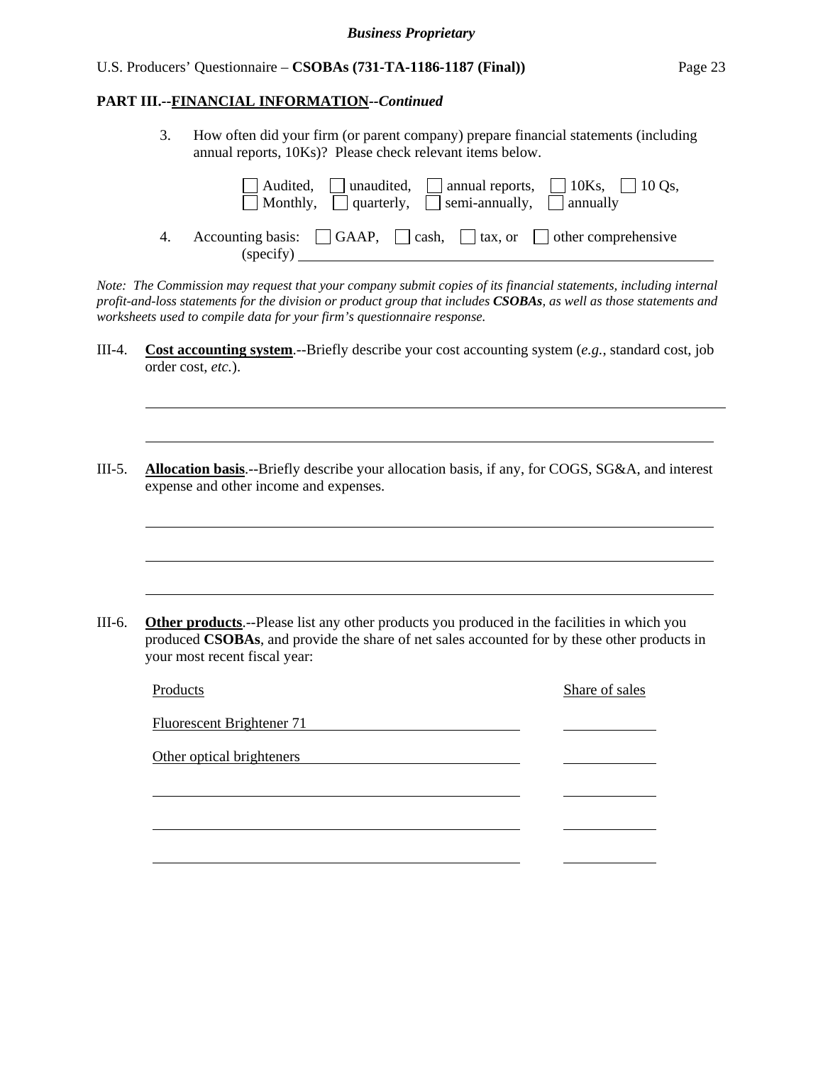**PART III.--FINANCIAL INFORMATION--*Continued***

3. How often did your firm (or parent company) prepare financial statements (including annual reports, 10Ks)? Please check relevant items below.

   ☐ Audited, ☐ unaudited, ☐ annual reports, ☐ 10Ks, ☐ 10 Qs,
   ☐ Monthly, ☐ quarterly, ☐ semi-annually, ☐ annually

4. Accounting basis: ☐ GAAP, ☐ cash, ☐ tax, or ☐ other comprehensive (specify) ______________________________

*Note: The Commission may request that your company submit copies of its financial statements, including internal profit-and-loss statements for the division or product group that includes **CSOBAs**, as well as those statements and worksheets used to compile data for your firm's questionnaire response.*

III-4. **Cost accounting system**.--Briefly describe your cost accounting system (*e.g.*, standard cost, job order cost, *etc.*).

______________________________

______________________________

III-5. **Allocation basis**.--Briefly describe your allocation basis, if any, for COGS, SG&A, and interest expense and other income and expenses.

______________________________

______________________________

______________________________

III-6. **Other products**.--Please list any other products you produced in the facilities in which you produced **CSOBAs**, and provide the share of net sales accounted for by these other products in your most recent fiscal year:

| Products | Share of sales |
|---|---|
| Fluorescent Brightener 71 | |
| Other optical brighteners | |
| | |
| | |
| | |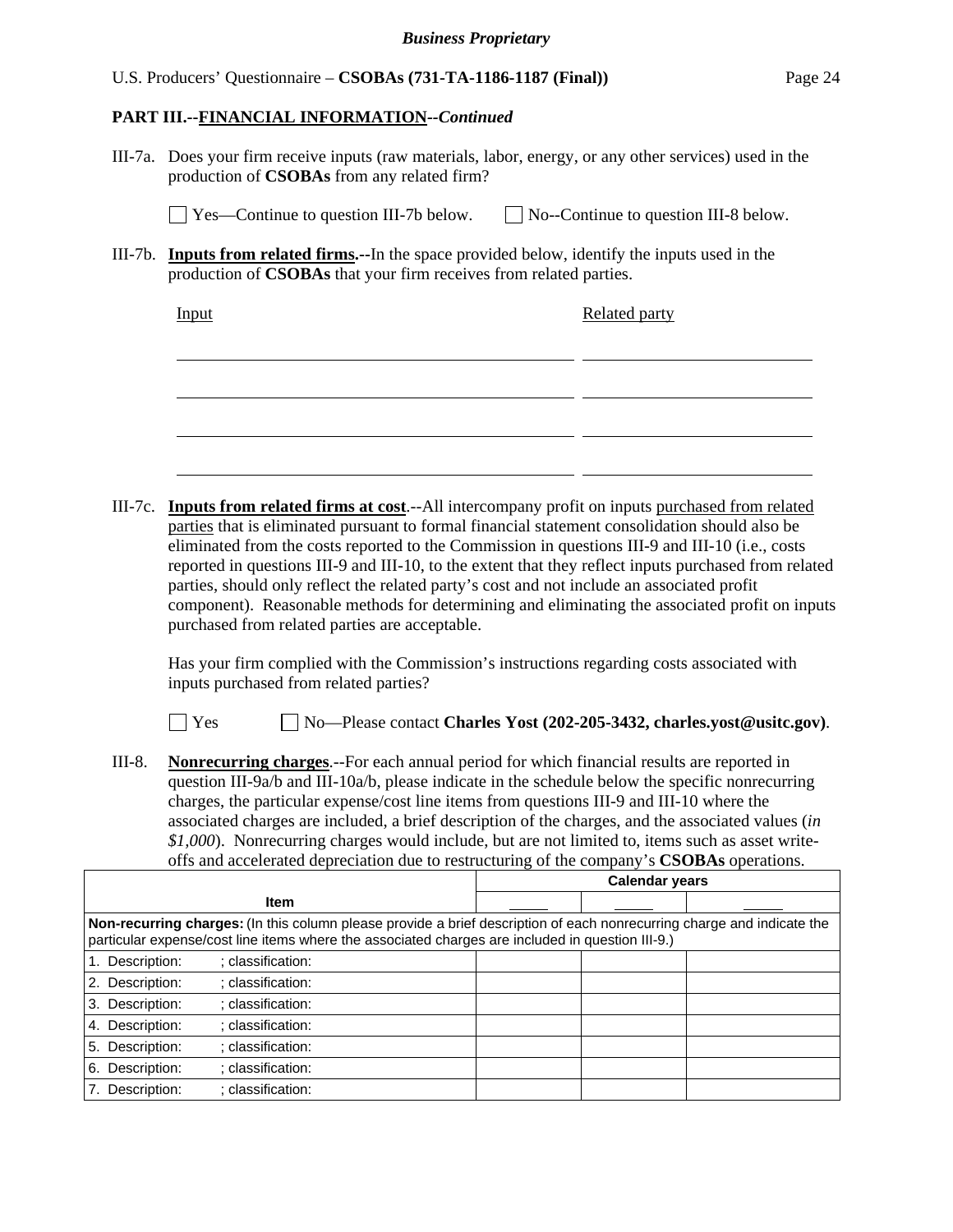## PART III.--FINANCIAL INFORMATION--*Continued*

III-7a. Does your firm receive inputs (raw materials, labor, energy, or any other services) used in the production of **CSOBAs** from any related firm?

☐ Yes—Continue to question III-7b below. ☐ No--Continue to question III-8 below.

III-7b. **Inputs from related firms.--**In the space provided below, identify the inputs used in the production of **CSOBAs** that your firm receives from related parties.

| Input | Related party |
|---|---|
| | |
| | |
| | |
| | |

III-7c. **Inputs from related firms at cost**.--All intercompany profit on inputs purchased from related parties that is eliminated pursuant to formal financial statement consolidation should also be eliminated from the costs reported to the Commission in questions III-9 and III-10 (i.e., costs reported in questions III-9 and III-10, to the extent that they reflect inputs purchased from related parties, should only reflect the related party's cost and not include an associated profit component). Reasonable methods for determining and eliminating the associated profit on inputs purchased from related parties are acceptable.

Has your firm complied with the Commission's instructions regarding costs associated with inputs purchased from related parties?

☐ Yes ☐ No—Please contact **Charles Yost (202-205-3432, charles.yost@usitc.gov)**.

III-8. **Nonrecurring charges**.--For each annual period for which financial results are reported in question III-9a/b and III-10a/b, please indicate in the schedule below the specific nonrecurring charges, the particular expense/cost line items from questions III-9 and III-10 where the associated charges are included, a brief description of the charges, and the associated values (*in $1,000*). Nonrecurring charges would include, but are not limited to, items such as asset write-offs and accelerated depreciation due to restructuring of the company's **CSOBAs** operations.

| Item | Calendar years | | |
|---|---|---|---|
| | _____ | _____ | _____ |
| **Non-recurring charges:** (In this column please provide a brief description of each nonrecurring charge and indicate the particular expense/cost line items where the associated charges are included in question III-9.) | | | |
| 1. Description: ; classification: | | | |
| 2. Description: ; classification: | | | |
| 3. Description: ; classification: | | | |
| 4. Description: ; classification: | | | |
| 5. Description: ; classification: | | | |
| 6. Description: ; classification: | | | |
| 7. Description: ; classification: | | | |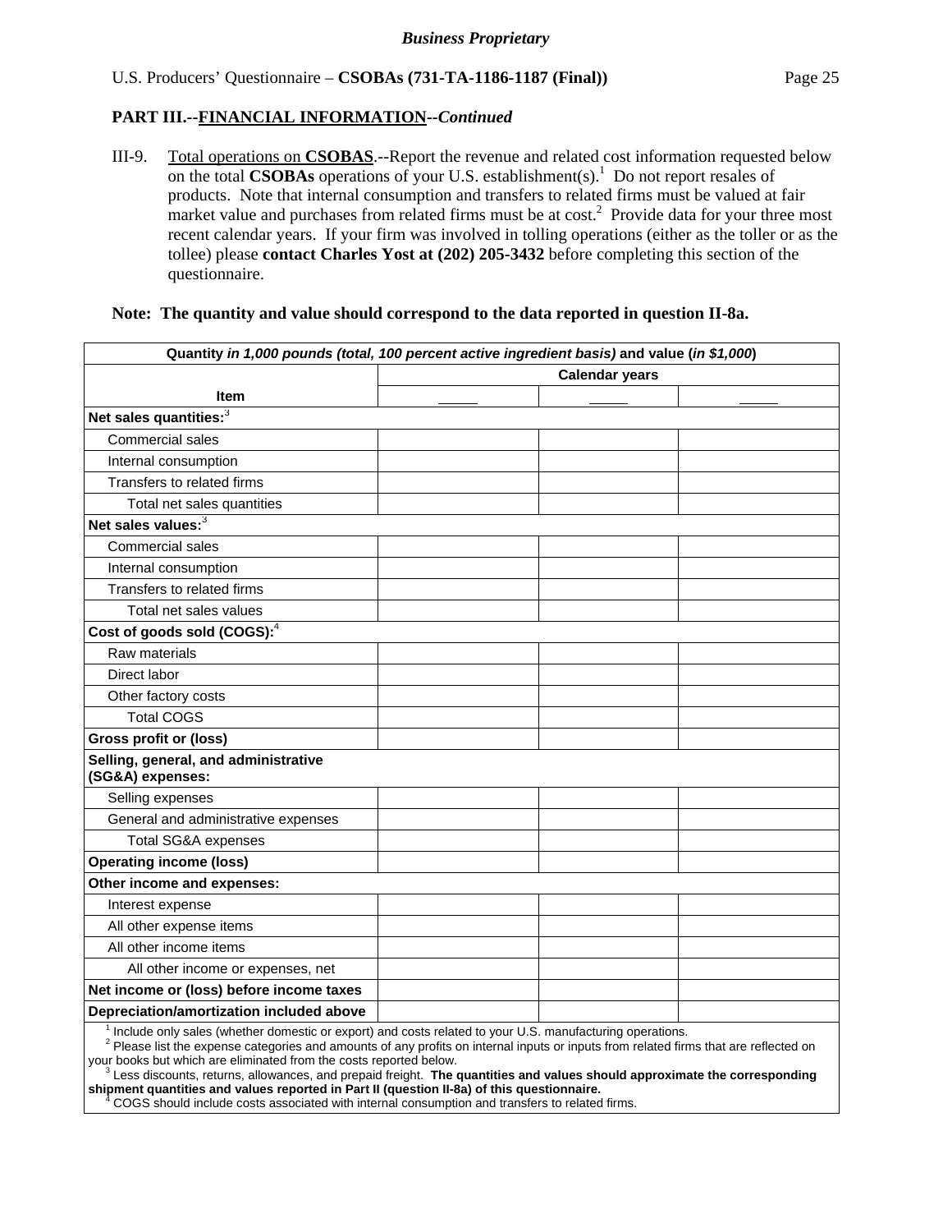**Business Proprietary**

U.S. Producers' Questionnaire – **CSOBAs (731-TA-1186-1187 (Final))**

## PART III.--FINANCIAL INFORMATION--*Continued*

III-9. Total operations on **CSOBAS**.--Report the revenue and related cost information requested below on the total **CSOBAs** operations of your U.S. establishment(s).[1] Do not report resales of products. Note that internal consumption and transfers to related firms must be valued at fair market value and purchases from related firms must be at cost.[2] Provide data for your three most recent calendar years. If your firm was involved in tolling operations (either as the toller or as the tollee) please **contact Charles Yost at (202) 205-3432** before completing this section of the questionnaire.

**Note: The quantity and value should correspond to the data reported in question II-8a.**

| Quantity *in 1,000 pounds (total, 100 percent active ingredient basis)* and value (*in $1,000*) | | | |
|---|---|---|---|
| | Calendar years | | |
| Item | _____ | _____ | _____ |
| **Net sales quantities:**[3] | | | |
| Commercial sales | | | |
| Internal consumption | | | |
| Transfers to related firms | | | |
| Total net sales quantities | | | |
| **Net sales values:**[3] | | | |
| Commercial sales | | | |
| Internal consumption | | | |
| Transfers to related firms | | | |
| Total net sales values | | | |
| **Cost of goods sold (COGS):**[4] | | | |
| Raw materials | | | |
| Direct labor | | | |
| Other factory costs | | | |
| Total COGS | | | |
| **Gross profit or (loss)** | | | |
| **Selling, general, and administrative (SG&A) expenses:** | | | |
| Selling expenses | | | |
| General and administrative expenses | | | |
| Total SG&A expenses | | | |
| **Operating income (loss)** | | | |
| **Other income and expenses:** | | | |
| Interest expense | | | |
| All other expense items | | | |
| All other income items | | | |
| All other income or expenses, net | | | |
| **Net income or (loss) before income taxes** | | | |
| **Depreciation/amortization included above** | | | |

[1] Include only sales (whether domestic or export) and costs related to your U.S. manufacturing operations.
[2] Please list the expense categories and amounts of any profits on internal inputs or inputs from related firms that are reflected on your books but which are eliminated from the costs reported below.
[3] Less discounts, returns, allowances, and prepaid freight. **The quantities and values should approximate the corresponding shipment quantities and values reported in Part II (question II-8a) of this questionnaire.**
[4] COGS should include costs associated with internal consumption and transfers to related firms.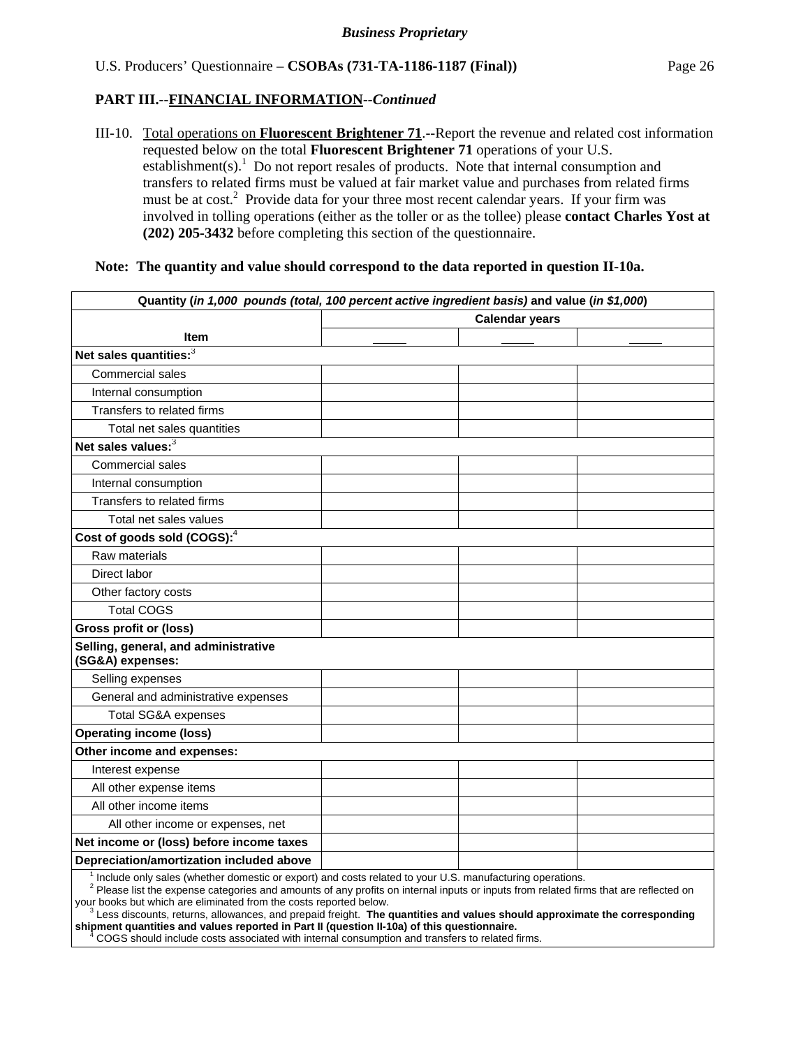**PART III.--FINANCIAL INFORMATION--*Continued***

III-10. Total operations on **Fluorescent Brightener 71**.--Report the revenue and related cost information requested below on the total **Fluorescent Brightener 71** operations of your U.S. establishment(s).[1] Do not report resales of products. Note that internal consumption and transfers to related firms must be valued at fair market value and purchases from related firms must be at cost.[2] Provide data for your three most recent calendar years. If your firm was involved in tolling operations (either as the toller or as the tollee) please **contact Charles Yost at (202) 205-3432** before completing this section of the questionnaire.

**Note: The quantity and value should correspond to the data reported in question II-10a.**

| **Quantity (*in 1,000 pounds (total, 100 percent active ingredient basis)* and value (*in $1,000*)** | | | |
|---|---|---|---|
| **Item** | **Calendar years** | | |
| | _____ | _____ | _____ |
| **Net sales quantities:**[3] | | | |
| Commercial sales | | | |
| Internal consumption | | | |
| Transfers to related firms | | | |
| Total net sales quantities | | | |
| **Net sales values:**[3] | | | |
| Commercial sales | | | |
| Internal consumption | | | |
| Transfers to related firms | | | |
| Total net sales values | | | |
| **Cost of goods sold (COGS):**[4] | | | |
| Raw materials | | | |
| Direct labor | | | |
| Other factory costs | | | |
| Total COGS | | | |
| **Gross profit or (loss)** | | | |
| **Selling, general, and administrative (SG&A) expenses:** | | | |
| Selling expenses | | | |
| General and administrative expenses | | | |
| Total SG&A expenses | | | |
| **Operating income (loss)** | | | |
| **Other income and expenses:** | | | |
| Interest expense | | | |
| All other expense items | | | |
| All other income items | | | |
| All other income or expenses, net | | | |
| **Net income or (loss) before income taxes** | | | |
| **Depreciation/amortization included above** | | | |

[1] Include only sales (whether domestic or export) and costs related to your U.S. manufacturing operations.
[2] Please list the expense categories and amounts of any profits on internal inputs or inputs from related firms that are reflected on your books but which are eliminated from the costs reported below.
[3] Less discounts, returns, allowances, and prepaid freight. **The quantities and values should approximate the corresponding shipment quantities and values reported in Part II (question II-10a) of this questionnaire.**
[4] COGS should include costs associated with internal consumption and transfers to related firms.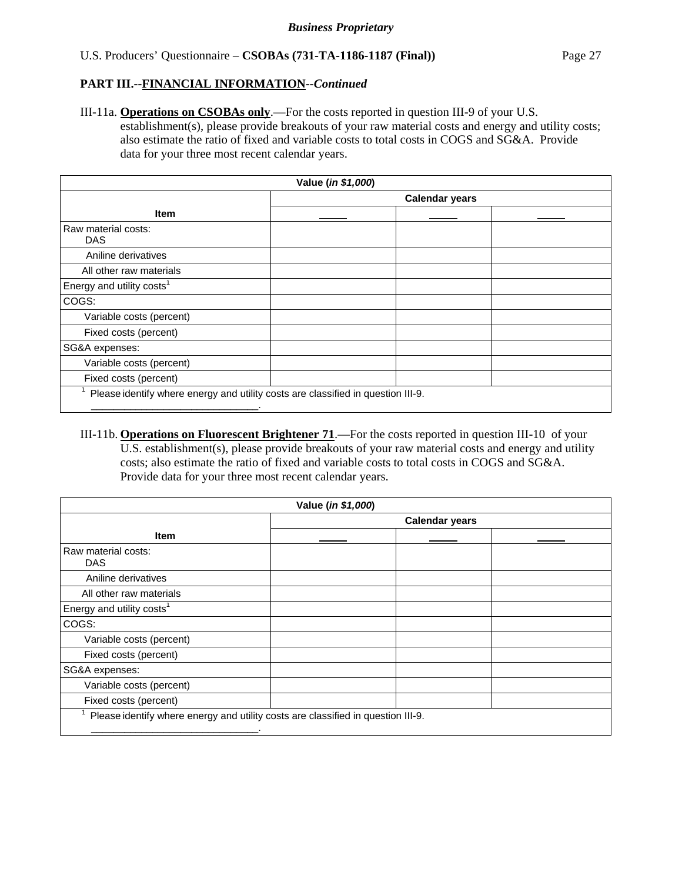**PART III.--FINANCIAL INFORMATION--*Continued***

III-11a. **Operations on CSOBAs only**.—For the costs reported in question III-9 of your U.S. establishment(s), please provide breakouts of your raw material costs and energy and utility costs; also estimate the ratio of fixed and variable costs to total costs in COGS and SG&A. Provide data for your three most recent calendar years.

| Value (*in $1,000*) | | | |
|---|---|---|---|
| | Calendar years | | |
| Item | _____ | _____ | _____ |
| Raw material costs: DAS | | | |
| Aniline derivatives | | | |
| All other raw materials | | | |
| Energy and utility costs[1] | | | |
| COGS: | | | |
| Variable costs (percent) | | | |
| Fixed costs (percent) | | | |
| SG&A expenses: | | | |
| Variable costs (percent) | | | |
| Fixed costs (percent) | | | |

[1] Please identify where energy and utility costs are classified in question III-9. ______________________________.

III-11b. **Operations on Fluorescent Brightener 71**.—For the costs reported in question III-10 of your U.S. establishment(s), please provide breakouts of your raw material costs and energy and utility costs; also estimate the ratio of fixed and variable costs to total costs in COGS and SG&A. Provide data for your three most recent calendar years.

| Value (*in $1,000*) | | | |
|---|---|---|---|
| | Calendar years | | |
| Item | _____ | _____ | _____ |
| Raw material costs: DAS | | | |
| Aniline derivatives | | | |
| All other raw materials | | | |
| Energy and utility costs[1] | | | |
| COGS: | | | |
| Variable costs (percent) | | | |
| Fixed costs (percent) | | | |
| SG&A expenses: | | | |
| Variable costs (percent) | | | |
| Fixed costs (percent) | | | |

[1] Please identify where energy and utility costs are classified in question III-9. ______________________________.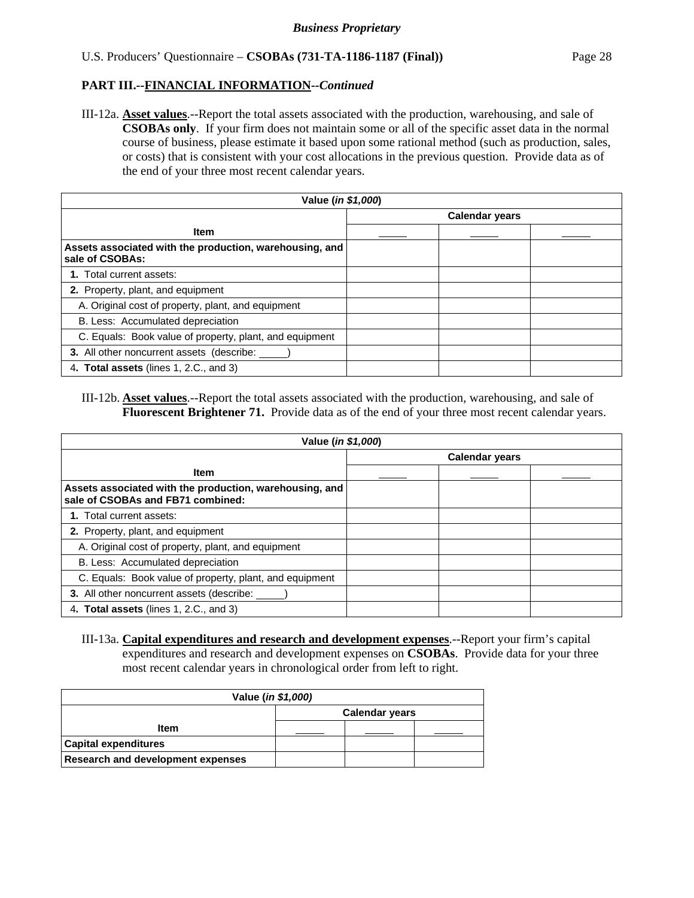**PART III.--FINANCIAL INFORMATION--*Continued***

III-12a. **Asset values**.--Report the total assets associated with the production, warehousing, and sale of **CSOBAs only**. If your firm does not maintain some or all of the specific asset data in the normal course of business, please estimate it based upon some rational method (such as production, sales, or costs) that is consistent with your cost allocations in the previous question. Provide data as of the end of your three most recent calendar years.

| Value (*in $1,000*) | | | |
|---|---|---|---|
| | Calendar years | | |
| Item | _____ | _____ | _____ |
| **Assets associated with the production, warehousing, and sale of CSOBAs:** | | | |
| **1.** Total current assets: | | | |
| **2.** Property, plant, and equipment | | | |
| A. Original cost of property, plant, and equipment | | | |
| B. Less: Accumulated depreciation | | | |
| C. Equals: Book value of property, plant, and equipment | | | |
| **3.** All other noncurrent assets (describe: _____) | | | |
| 4**. Total assets** (lines 1, 2.C., and 3) | | | |

III-12b. **Asset values**.--Report the total assets associated with the production, warehousing, and sale of **Fluorescent Brightener 71.** Provide data as of the end of your three most recent calendar years.

| Value (*in $1,000*) | | | |
|---|---|---|---|
| | Calendar years | | |
| Item | _____ | _____ | _____ |
| **Assets associated with the production, warehousing, and sale of CSOBAs and FB71 combined:** | | | |
| **1.** Total current assets: | | | |
| **2.** Property, plant, and equipment | | | |
| A. Original cost of property, plant, and equipment | | | |
| B. Less: Accumulated depreciation | | | |
| C. Equals: Book value of property, plant, and equipment | | | |
| **3.** All other noncurrent assets (describe: _____) | | | |
| 4**. Total assets** (lines 1, 2.C., and 3) | | | |

III-13a. **Capital expenditures and research and development expenses**.--Report your firm's capital expenditures and research and development expenses on **CSOBAs**. Provide data for your three most recent calendar years in chronological order from left to right.

| Value (*in $1,000)* | | | |
|---|---|---|---|
| | Calendar years | | |
| Item | _____ | _____ | _____ |
| **Capital expenditures** | | | |
| **Research and development expenses** | | | |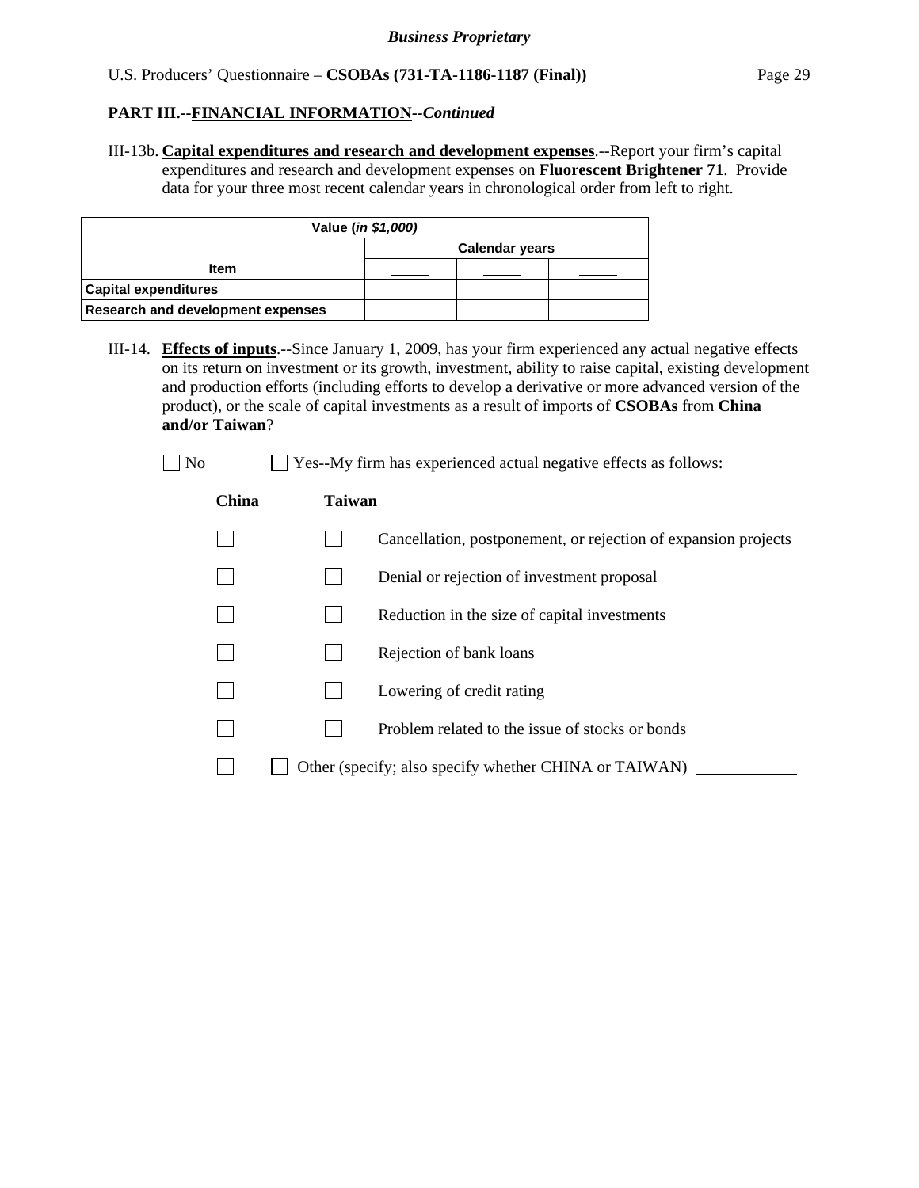**Business Proprietary**

U.S. Producers' Questionnaire – **CSOBAs (731-TA-1186-1187 (Final))**

## PART III.--FINANCIAL INFORMATION--*Continued*

III-13b. **Capital expenditures and research and development expenses**.--Report your firm's capital expenditures and research and development expenses on **Fluorescent Brightener 71**. Provide data for your three most recent calendar years in chronological order from left to right.

| Value (*in $1,000*) | | | |
|---|---|---|---|
| | Calendar years | | |
| Item | _____ | _____ | _____ |
| Capital expenditures | | | |
| Research and development expenses | | | |

III-14. **Effects of inputs**.--Since January 1, 2009, has your firm experienced any actual negative effects on its return on investment or its growth, investment, ability to raise capital, existing development and production efforts (including efforts to develop a derivative or more advanced version of the product), or the scale of capital investments as a result of imports of **CSOBAs** from **China and/or Taiwan**?

☐ No ☐ Yes--My firm has experienced actual negative effects as follows:

| China | Taiwan | |
|---|---|---|
| ☐ | ☐ | Cancellation, postponement, or rejection of expansion projects |
| ☐ | ☐ | Denial or rejection of investment proposal |
| ☐ | ☐ | Reduction in the size of capital investments |
| ☐ | ☐ | Rejection of bank loans |
| ☐ | ☐ | Lowering of credit rating |
| ☐ | ☐ | Problem related to the issue of stocks or bonds |
| ☐ | ☐ | Other (specify; also specify whether CHINA or TAIWAN) ____________ |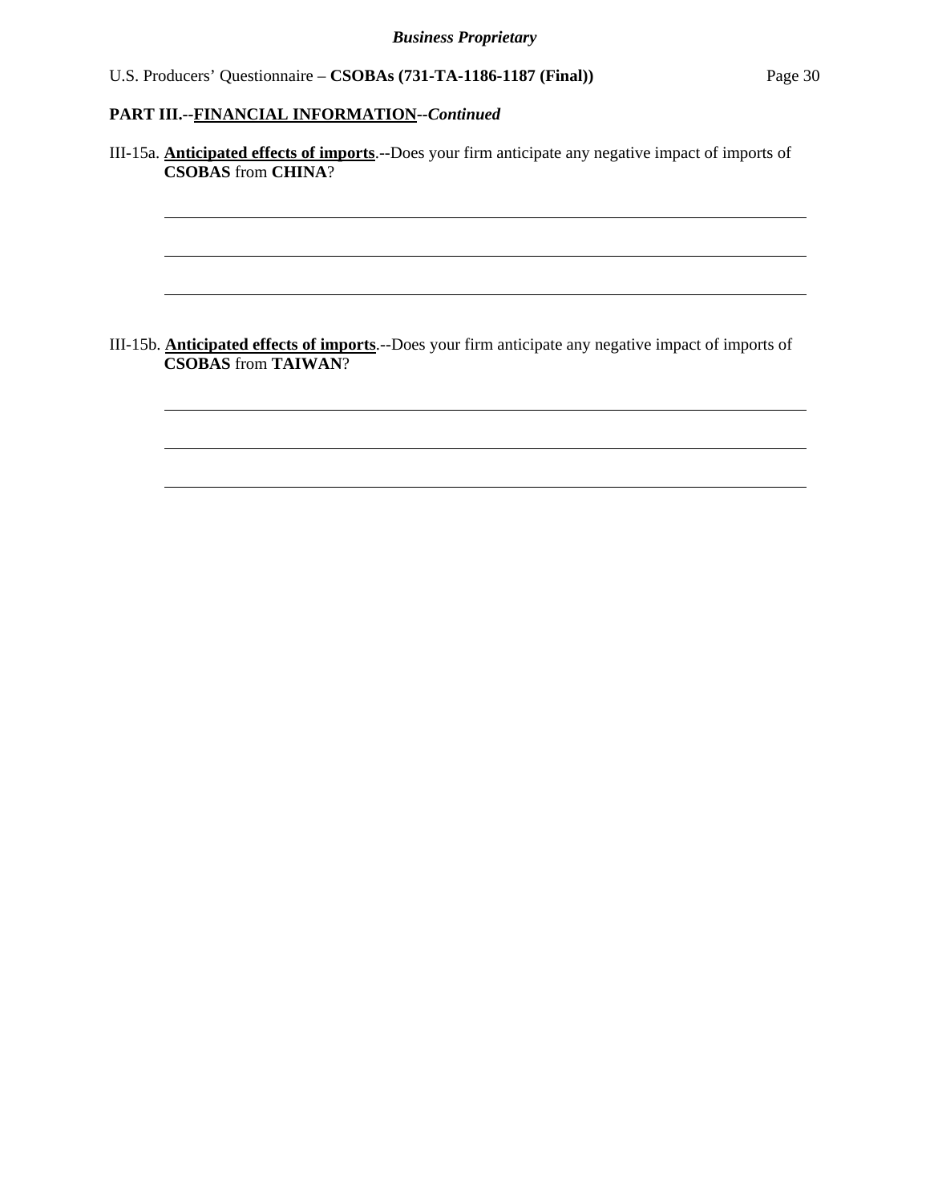**PART III.--FINANCIAL INFORMATION--*Continued***

III-15a. **Anticipated effects of imports**.--Does your firm anticipate any negative impact of imports of **CSOBAS** from **CHINA**?

\_\_\_\_\_\_\_\_\_\_\_\_\_\_\_\_\_\_\_\_\_\_\_\_\_\_\_\_\_\_\_\_\_\_\_\_\_\_\_\_\_\_\_\_\_\_\_\_\_\_\_\_\_\_\_\_\_\_\_\_\_\_\_\_\_\_\_\_\_\_

\_\_\_\_\_\_\_\_\_\_\_\_\_\_\_\_\_\_\_\_\_\_\_\_\_\_\_\_\_\_\_\_\_\_\_\_\_\_\_\_\_\_\_\_\_\_\_\_\_\_\_\_\_\_\_\_\_\_\_\_\_\_\_\_\_\_\_\_\_\_

\_\_\_\_\_\_\_\_\_\_\_\_\_\_\_\_\_\_\_\_\_\_\_\_\_\_\_\_\_\_\_\_\_\_\_\_\_\_\_\_\_\_\_\_\_\_\_\_\_\_\_\_\_\_\_\_\_\_\_\_\_\_\_\_\_\_\_\_\_\_

III-15b. **Anticipated effects of imports**.--Does your firm anticipate any negative impact of imports of **CSOBAS** from **TAIWAN**?

\_\_\_\_\_\_\_\_\_\_\_\_\_\_\_\_\_\_\_\_\_\_\_\_\_\_\_\_\_\_\_\_\_\_\_\_\_\_\_\_\_\_\_\_\_\_\_\_\_\_\_\_\_\_\_\_\_\_\_\_\_\_\_\_\_\_\_\_\_\_

\_\_\_\_\_\_\_\_\_\_\_\_\_\_\_\_\_\_\_\_\_\_\_\_\_\_\_\_\_\_\_\_\_\_\_\_\_\_\_\_\_\_\_\_\_\_\_\_\_\_\_\_\_\_\_\_\_\_\_\_\_\_\_\_\_\_\_\_\_\_

\_\_\_\_\_\_\_\_\_\_\_\_\_\_\_\_\_\_\_\_\_\_\_\_\_\_\_\_\_\_\_\_\_\_\_\_\_\_\_\_\_\_\_\_\_\_\_\_\_\_\_\_\_\_\_\_\_\_\_\_\_\_\_\_\_\_\_\_\_\_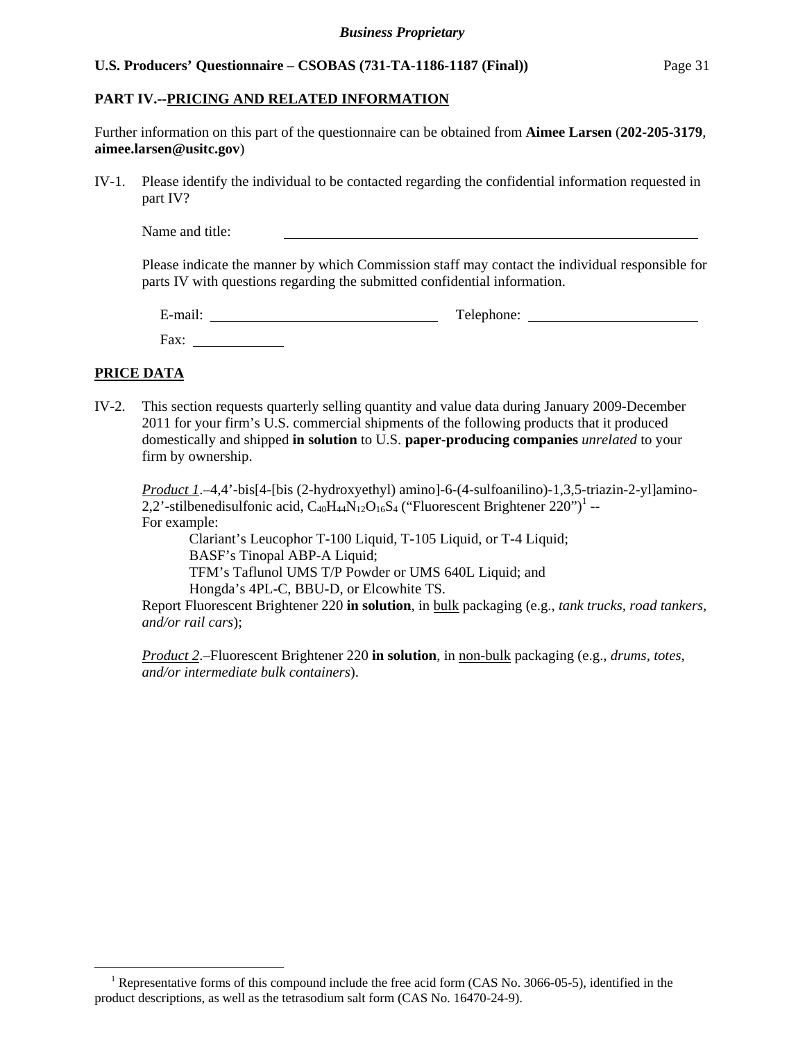## PART IV.--PRICING AND RELATED INFORMATION

Further information on this part of the questionnaire can be obtained from **Aimee Larsen** (**202-205-3179**, **aimee.larsen@usitc.gov**)

IV-1. Please identify the individual to be contacted regarding the confidential information requested in part IV?

Name and title: ______________________________

Please indicate the manner by which Commission staff may contact the individual responsible for parts IV with questions regarding the submitted confidential information.

E-mail: ______________________ Telephone: ______________________

Fax: ____________

## PRICE DATA

IV-2. This section requests quarterly selling quantity and value data during January 2009-December 2011 for your firm's U.S. commercial shipments of the following products that it produced domestically and shipped **in solution** to U.S. **paper-producing companies** *unrelated* to your firm by ownership.

*Product 1*.–4,4'-bis[4-[bis (2-hydroxyethyl) amino]-6-(4-sulfoanilino)-1,3,5-triazin-2-yl]amino-2,2'-stilbenedisulfonic acid, $C_{40}H_{44}N_{12}O_{16}S_4$ ("Fluorescent Brightener 220")[1] --
For example:

Clariant's Leucophor T-100 Liquid, T-105 Liquid, or T-4 Liquid;
BASF's Tinopal ABP-A Liquid;
TFM's Taflunol UMS T/P Powder or UMS 640L Liquid; and
Hongda's 4PL-C, BBU-D, or Elcowhite TS.

Report Fluorescent Brightener 220 **in solution**, in bulk packaging (e.g., *tank trucks, road tankers, and/or rail cars*);

*Product 2*.–Fluorescent Brightener 220 **in solution**, in non-bulk packaging (e.g., *drums, totes, and/or intermediate bulk containers*).

---

[1] Representative forms of this compound include the free acid form (CAS No. 3066-05-5), identified in the product descriptions, as well as the tetrasodium salt form (CAS No. 16470-24-9).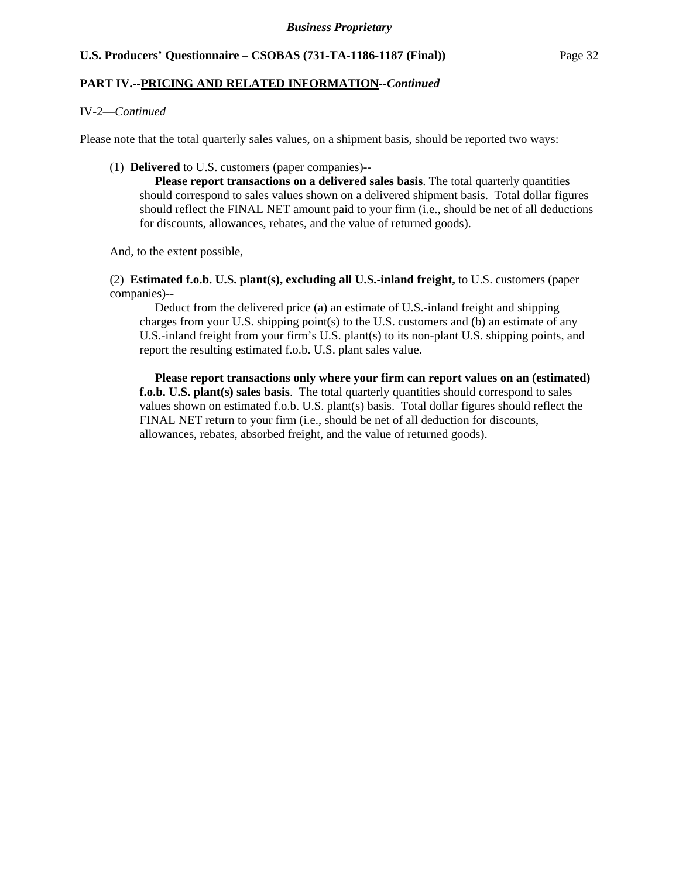**PART IV.--PRICING AND RELATED INFORMATION--*Continued***

IV-2—*Continued*

Please note that the total quarterly sales values, on a shipment basis, should be reported two ways:

(1) **Delivered** to U.S. customers (paper companies)--

**Please report transactions on a delivered sales basis**. The total quarterly quantities should correspond to sales values shown on a delivered shipment basis. Total dollar figures should reflect the FINAL NET amount paid to your firm (i.e., should be net of all deductions for discounts, allowances, rebates, and the value of returned goods).

And, to the extent possible,

(2) **Estimated f.o.b. U.S. plant(s), excluding all U.S.-inland freight,** to U.S. customers (paper companies)--

Deduct from the delivered price (a) an estimate of U.S.-inland freight and shipping charges from your U.S. shipping point(s) to the U.S. customers and (b) an estimate of any U.S.-inland freight from your firm's U.S. plant(s) to its non-plant U.S. shipping points, and report the resulting estimated f.o.b. U.S. plant sales value.

**Please report transactions only where your firm can report values on an (estimated) f.o.b. U.S. plant(s) sales basis**. The total quarterly quantities should correspond to sales values shown on estimated f.o.b. U.S. plant(s) basis. Total dollar figures should reflect the FINAL NET return to your firm (i.e., should be net of all deduction for discounts, allowances, rebates, absorbed freight, and the value of returned goods).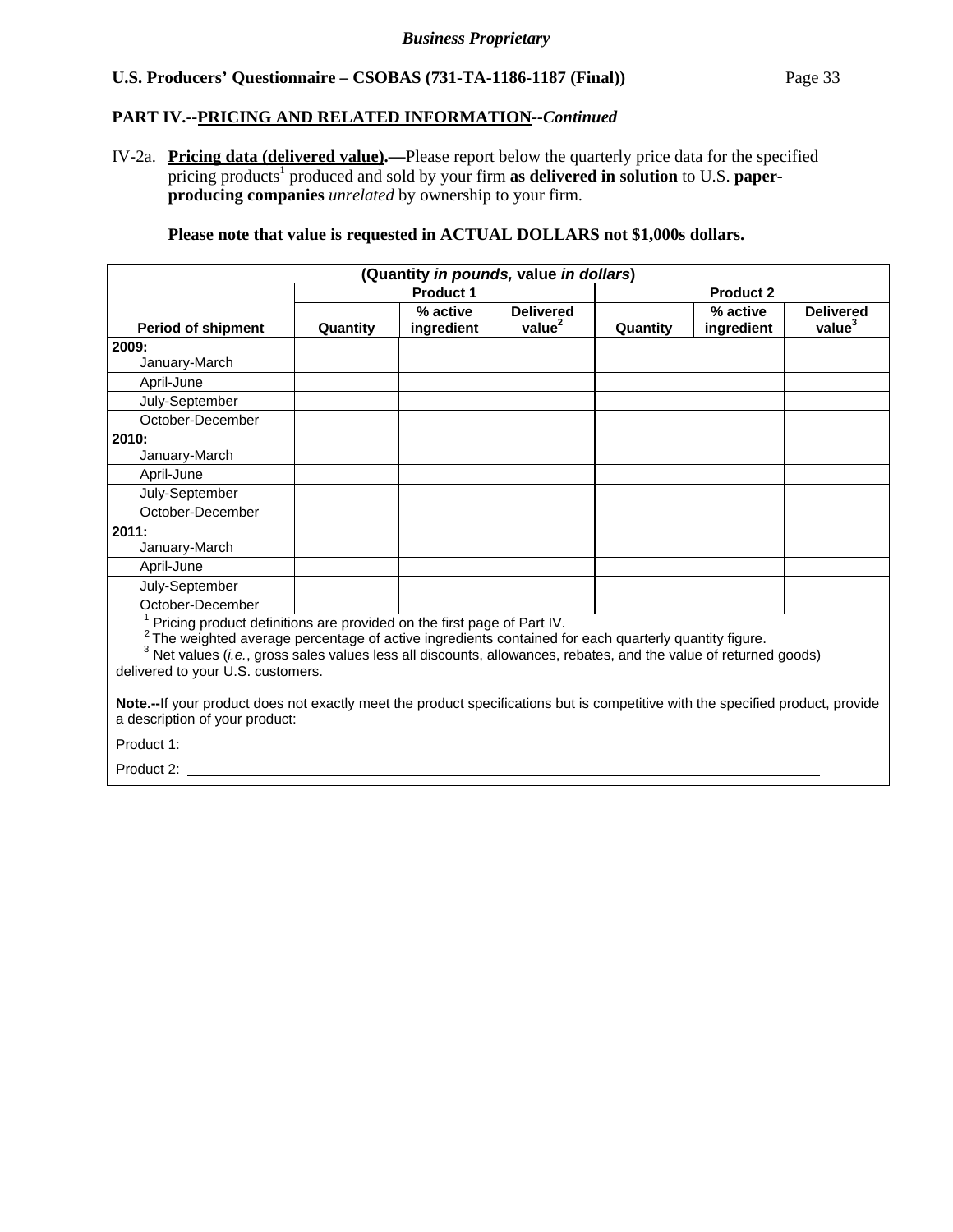**PART IV.--PRICING AND RELATED INFORMATION--*Continued***

IV-2a. **Pricing data (delivered value).—**Please report below the quarterly price data for the specified pricing products[1] produced and sold by your firm **as delivered in solution** to U.S. **paper-producing companies** *unrelated* by ownership to your firm.

**Please note that value is requested in ACTUAL DOLLARS not $1,000s dollars.**

| (Quantity *in pounds,* value *in dollars*) | | | | | | |
|---|---|---|---|---|---|---|
| | Product 1 | | | Product 2 | | |
| Period of shipment | Quantity | % active ingredient | Delivered value[2] | Quantity | % active ingredient | Delivered value[3] |
| **2009:** January-March | | | | | | |
| April-June | | | | | | |
| July-September | | | | | | |
| October-December | | | | | | |
| **2010:** January-March | | | | | | |
| April-June | | | | | | |
| July-September | | | | | | |
| October-December | | | | | | |
| **2011:** January-March | | | | | | |
| April-June | | | | | | |
| July-September | | | | | | |
| October-December | | | | | | |

[1] Pricing product definitions are provided on the first page of Part IV.
[2] The weighted average percentage of active ingredients contained for each quarterly quantity figure.
[3] Net values (*i.e.*, gross sales values less all discounts, allowances, rebates, and the value of returned goods) delivered to your U.S. customers.

**Note.--**If your product does not exactly meet the product specifications but is competitive with the specified product, provide a description of your product:

Product 1: \_\_\_\_\_\_\_\_\_\_\_\_\_\_\_\_\_\_\_\_\_\_\_\_\_\_\_\_\_\_\_\_\_\_\_\_\_\_\_\_

Product 2: \_\_\_\_\_\_\_\_\_\_\_\_\_\_\_\_\_\_\_\_\_\_\_\_\_\_\_\_\_\_\_\_\_\_\_\_\_\_\_\_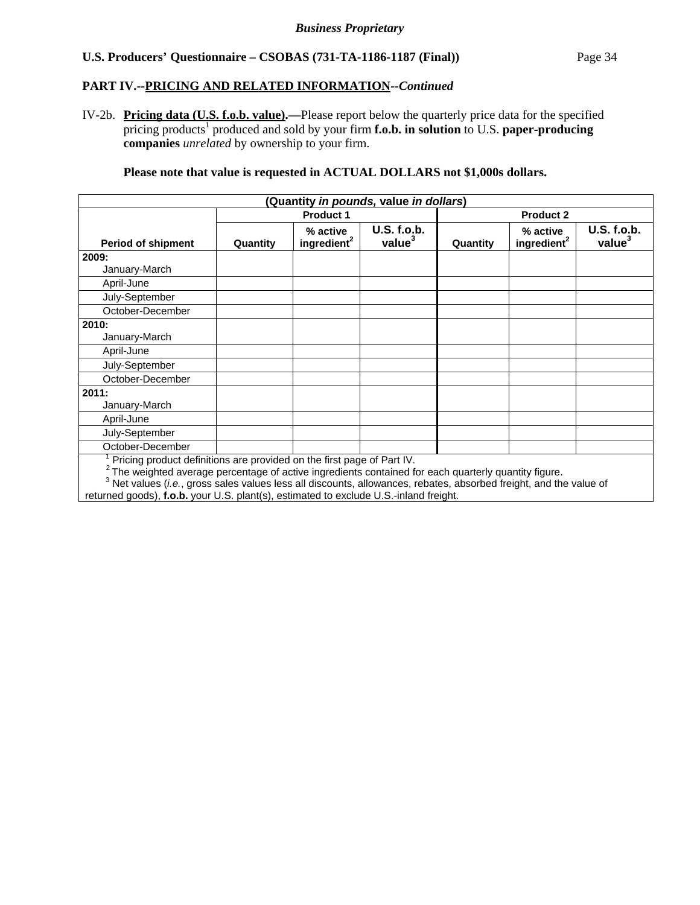**PART IV.--PRICING AND RELATED INFORMATION--*Continued***

IV-2b. **Pricing data (U.S. f.o.b. value).—**Please report below the quarterly price data for the specified pricing products[1] produced and sold by your firm **f.o.b. in solution** to U.S. **paper-producing companies** *unrelated* by ownership to your firm.

**Please note that value is requested in ACTUAL DOLLARS not $1,000s dollars.**

| (Quantity *in pounds,* value *in dollars*) | | | | | | |
|---|---|---|---|---|---|---|
| | Product 1 | | | Product 2 | | |
| Period of shipment | Quantity | % active ingredient[2] | U.S. f.o.b. value[3] | Quantity | % active ingredient[2] | U.S. f.o.b. value[3] |
| **2009:** January-March | | | | | | |
| April-June | | | | | | |
| July-September | | | | | | |
| October-December | | | | | | |
| **2010:** January-March | | | | | | |
| April-June | | | | | | |
| July-September | | | | | | |
| October-December | | | | | | |
| **2011:** January-March | | | | | | |
| April-June | | | | | | |
| July-September | | | | | | |
| October-December | | | | | | |

[1] Pricing product definitions are provided on the first page of Part IV.
[2] The weighted average percentage of active ingredients contained for each quarterly quantity figure.
[3] Net values (*i.e.*, gross sales values less all discounts, allowances, rebates, absorbed freight, and the value of returned goods), **f.o.b.** your U.S. plant(s), estimated to exclude U.S.-inland freight.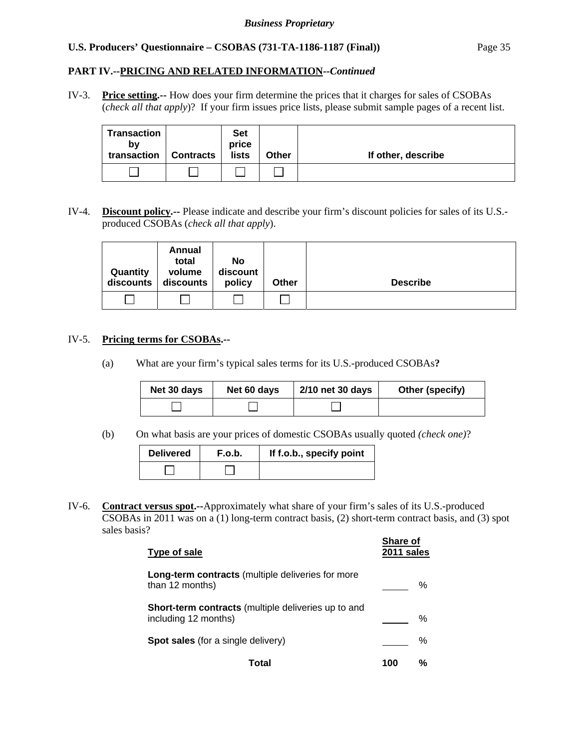**PART IV.--PRICING AND RELATED INFORMATION--*Continued***

IV-3. **Price setting.--** How does your firm determine the prices that it charges for sales of CSOBAs (*check all that apply*)? If your firm issues price lists, please submit sample pages of a recent list.

| Transaction by transaction | Contracts | Set price lists | Other | If other, describe |
|---|---|---|---|---|
| ☐ | ☐ | ☐ | ☐ | |

IV-4. **Discount policy.--** Please indicate and describe your firm's discount policies for sales of its U.S.-produced CSOBAs (*check all that apply*).

| Quantity discounts | Annual total volume discounts | No discount policy | Other | Describe |
|---|---|---|---|---|
| ☐ | ☐ | ☐ | ☐ | |

IV-5. **Pricing terms for CSOBAs.--**

(a) What are your firm's typical sales terms for its U.S.-produced CSOBAs**?**

| Net 30 days | Net 60 days | 2/10 net 30 days | Other (specify) |
|---|---|---|---|
| ☐ | ☐ | ☐ | |

(b) On what basis are your prices of domestic CSOBAs usually quoted *(check one)*?

| Delivered | F.o.b. | If f.o.b., specify point |
|---|---|---|
| ☐ | ☐ | |

IV-6. **Contract versus spot.--**Approximately what share of your firm's sales of its U.S.-produced CSOBAs in 2011 was on a (1) long-term contract basis, (2) short-term contract basis, and (3) spot sales basis?

| Type of sale | Share of 2011 sales |
|---|---|
| **Long-term contracts** (multiple deliveries for more than 12 months) | _____ % |
| **Short-term contracts** (multiple deliveries up to and including 12 months) | _____ % |
| **Spot sales** (for a single delivery) | _____ % |
| **Total** | **100 %** |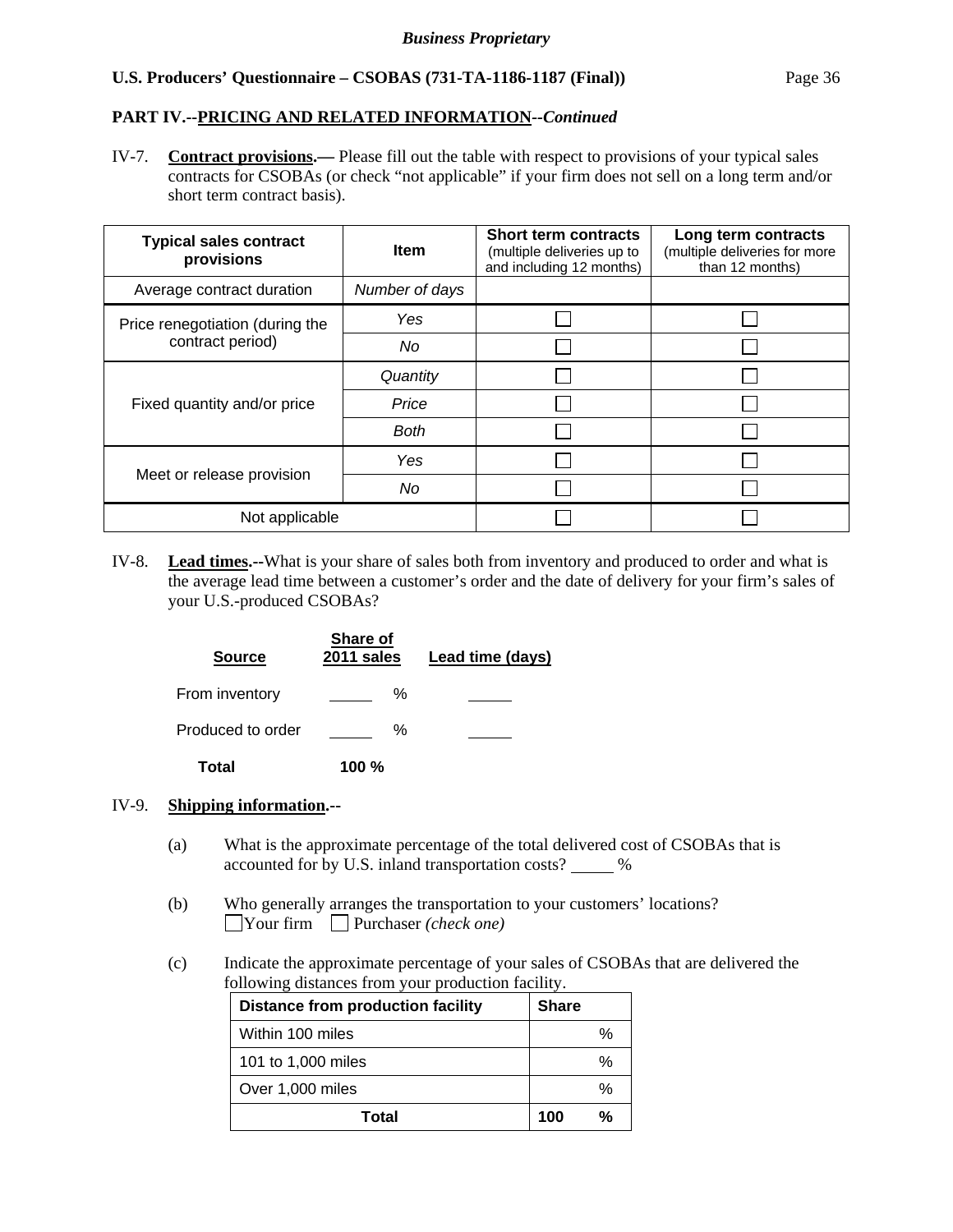## PART IV.--PRICING AND RELATED INFORMATION--*Continued*

IV-7. **Contract provisions.—** Please fill out the table with respect to provisions of your typical sales contracts for CSOBAs (or check "not applicable" if your firm does not sell on a long term and/or short term contract basis).

| Typical sales contract provisions | Item | Short term contracts (multiple deliveries up to and including 12 months) | Long term contracts (multiple deliveries for more than 12 months) |
|---|---|---|---|
| Average contract duration | *Number of days* | | |
| Price renegotiation (during the contract period) | *Yes* | ☐ | ☐ |
| | *No* | ☐ | ☐ |
| Fixed quantity and/or price | *Quantity* | ☐ | ☐ |
| | *Price* | ☐ | ☐ |
| | *Both* | ☐ | ☐ |
| Meet or release provision | *Yes* | ☐ | ☐ |
| | *No* | ☐ | ☐ |
| Not applicable | | ☐ | ☐ |

IV-8. **Lead times.--**What is your share of sales both from inventory and produced to order and what is the average lead time between a customer's order and the date of delivery for your firm's sales of your U.S.-produced CSOBAs?

| Source | Share of 2011 sales | Lead time (days) |
|---|---|---|
| From inventory | _____ % | _____ |
| Produced to order | _____ % | _____ |
| **Total** | **100 %** | |

IV-9. **Shipping information.--**

(a) What is the approximate percentage of the total delivered cost of CSOBAs that is accounted for by U.S. inland transportation costs? _____ %

(b) Who generally arranges the transportation to your customers' locations?
☐ Your firm ☐ Purchaser *(check one)*

(c) Indicate the approximate percentage of your sales of CSOBAs that are delivered the following distances from your production facility.

| Distance from production facility | Share |
|---|---|
| Within 100 miles | % |
| 101 to 1,000 miles | % |
| Over 1,000 miles | % |
| **Total** | **100 %** |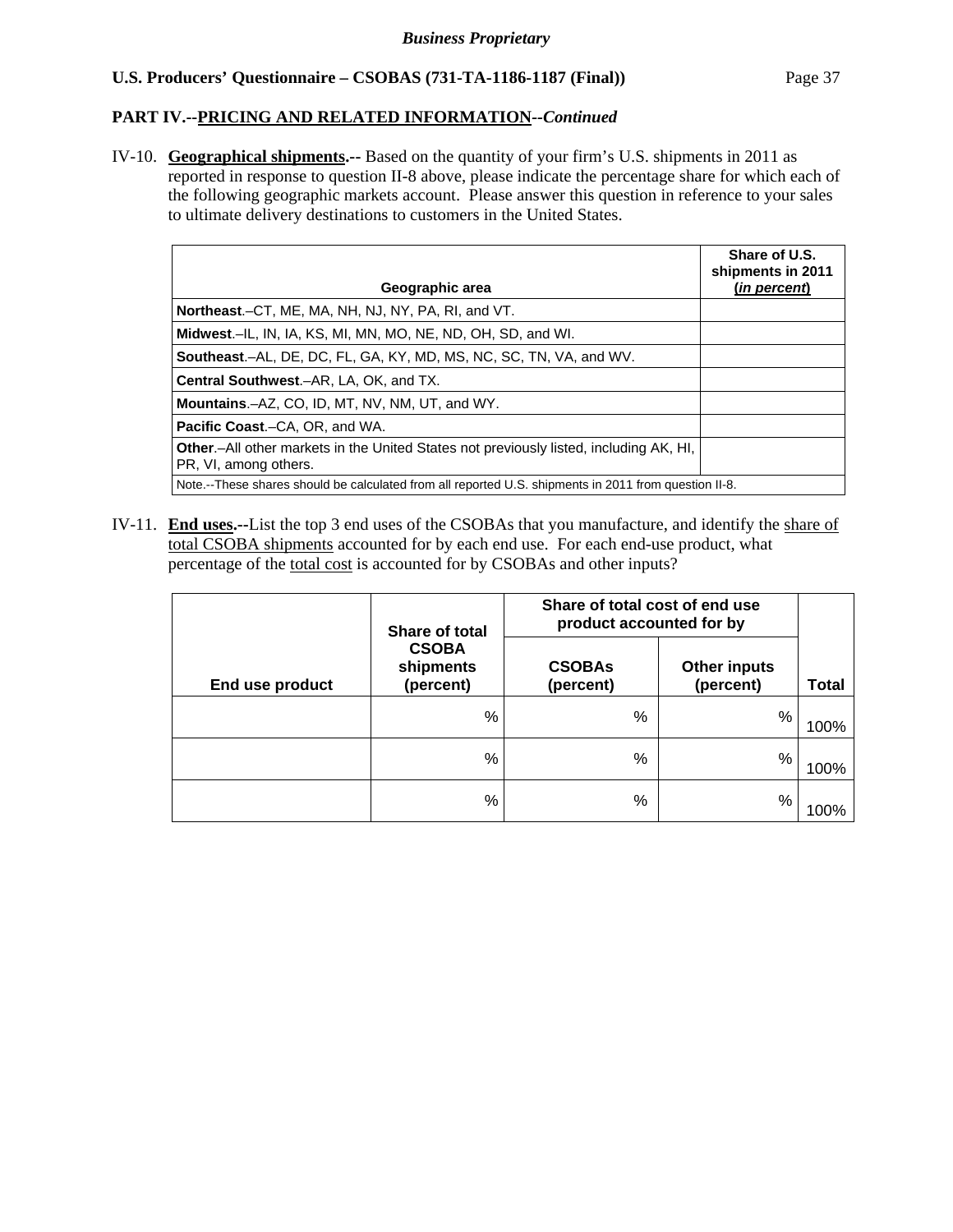**PART IV.--PRICING AND RELATED INFORMATION--*Continued***

IV-10. **Geographical shipments.--** Based on the quantity of your firm's U.S. shipments in 2011 as reported in response to question II-8 above, please indicate the percentage share for which each of the following geographic markets account. Please answer this question in reference to your sales to ultimate delivery destinations to customers in the United States.

| Geographic area | Share of U.S. shipments in 2011 (*in percent*) |
|---|---|
| **Northeast**.–CT, ME, MA, NH, NJ, NY, PA, RI, and VT. | |
| **Midwest**.–IL, IN, IA, KS, MI, MN, MO, NE, ND, OH, SD, and WI. | |
| **Southeast**.–AL, DE, DC, FL, GA, KY, MD, MS, NC, SC, TN, VA, and WV. | |
| **Central Southwest**.–AR, LA, OK, and TX. | |
| **Mountains**.–AZ, CO, ID, MT, NV, NM, UT, and WY. | |
| **Pacific Coast**.–CA, OR, and WA. | |
| **Other**.–All other markets in the United States not previously listed, including AK, HI, PR, VI, among others. | |
| Note.--These shares should be calculated from all reported U.S. shipments in 2011 from question II-8. | |

IV-11. **End uses.--**List the top 3 end uses of the CSOBAs that you manufacture, and identify the share of total CSOBA shipments accounted for by each end use. For each end-use product, what percentage of the total cost is accounted for by CSOBAs and other inputs?

| End use product | Share of total CSOBA shipments (percent) | Share of total cost of end use product accounted for by | | Total |
|---|---|---|---|---|
| | | CSOBAs (percent) | Other inputs (percent) | |
| | % | % | % | 100% |
| | % | % | % | 100% |
| | % | % | % | 100% |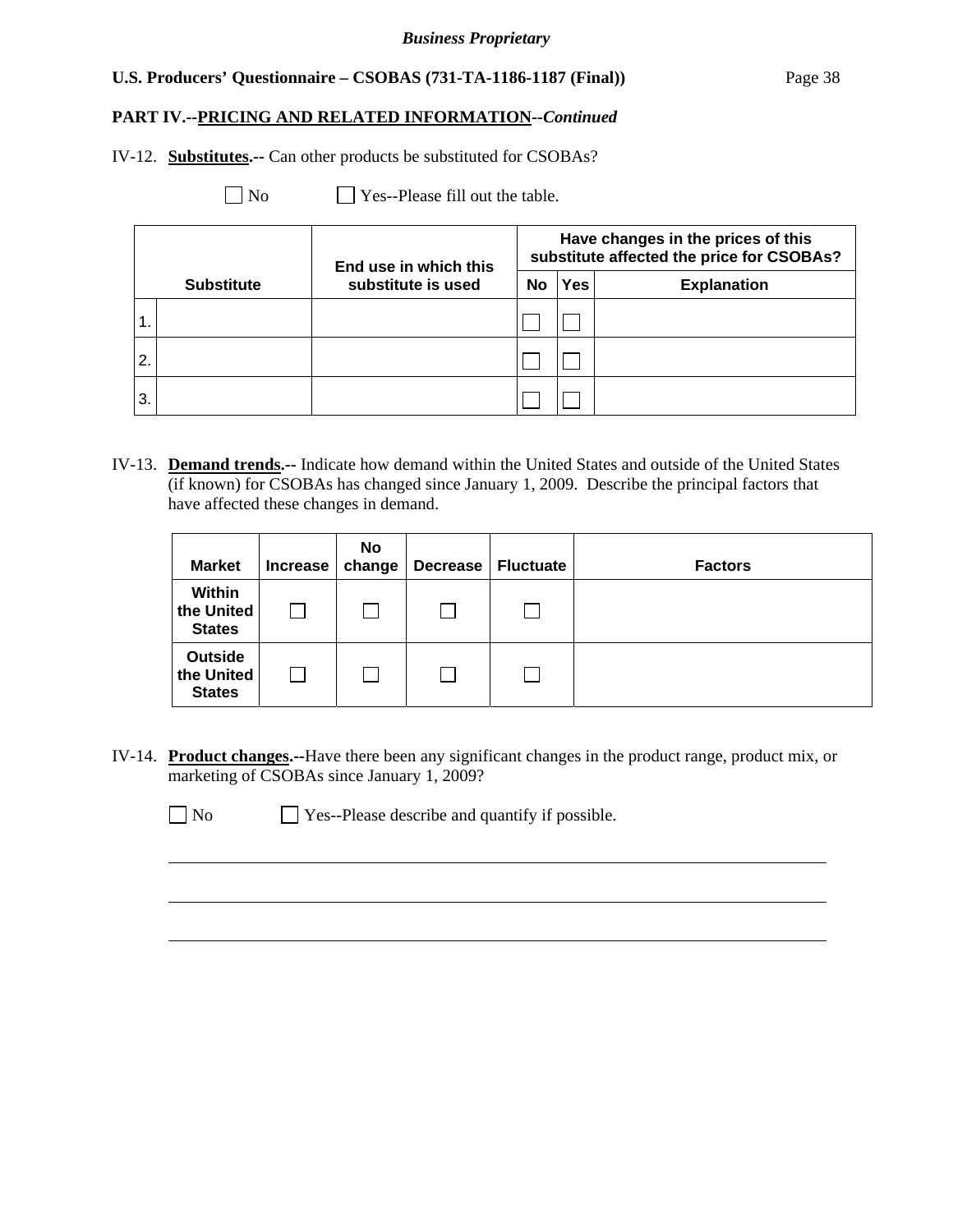**PART IV.--PRICING AND RELATED INFORMATION--*Continued***

IV-12. **Substitutes.--** Can other products be substituted for CSOBAs?

☐ No ☐ Yes--Please fill out the table.

| | Substitute | End use in which this substitute is used | Have changes in the prices of this substitute affected the price for CSOBAs? | | |
|---|---|---|---|---|---|
| | | | No | Yes | Explanation |
| 1. | | | ☐ | ☐ | |
| 2. | | | ☐ | ☐ | |
| 3. | | | ☐ | ☐ | |

IV-13. **Demand trends.--** Indicate how demand within the United States and outside of the United States (if known) for CSOBAs has changed since January 1, 2009. Describe the principal factors that have affected these changes in demand.

| Market | Increase | No change | Decrease | Fluctuate | Factors |
|---|---|---|---|---|---|
| Within the United States | ☐ | ☐ | ☐ | ☐ | |
| Outside the United States | ☐ | ☐ | ☐ | ☐ | |

IV-14. **Product changes.--**Have there been any significant changes in the product range, product mix, or marketing of CSOBAs since January 1, 2009?

☐ No ☐ Yes--Please describe and quantify if possible.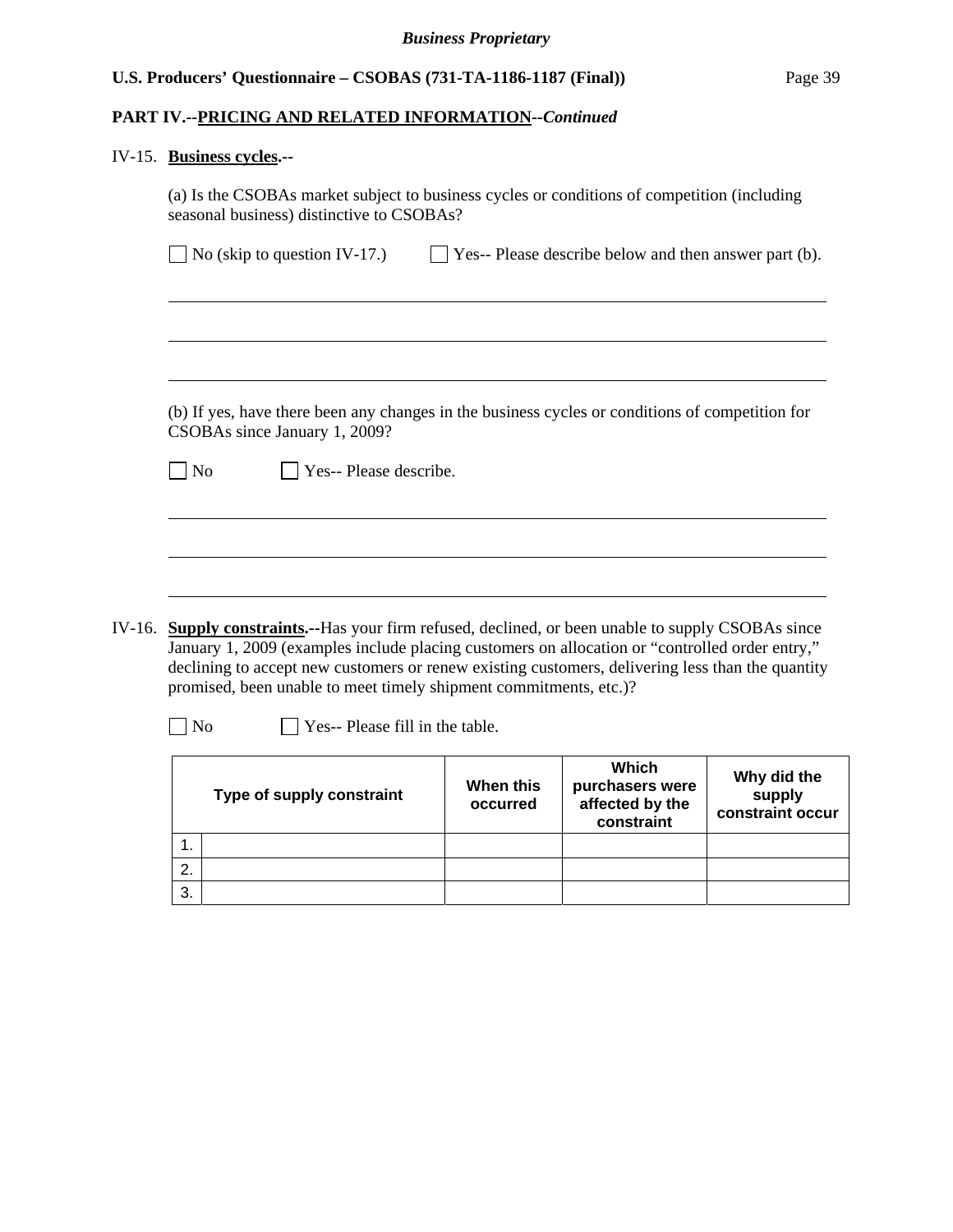## PART IV.--PRICING AND RELATED INFORMATION--*Continued*

IV-15. **Business cycles.**--

(a) Is the CSOBAs market subject to business cycles or conditions of competition (including seasonal business) distinctive to CSOBAs?

☐ No (skip to question IV-17.) ☐ Yes-- Please describe below and then answer part (b).

______________________________________________________________________

______________________________________________________________________

______________________________________________________________________

(b) If yes, have there been any changes in the business cycles or conditions of competition for CSOBAs since January 1, 2009?

☐ No ☐ Yes-- Please describe.

______________________________________________________________________

______________________________________________________________________

______________________________________________________________________

IV-16. **Supply constraints.**--Has your firm refused, declined, or been unable to supply CSOBAs since January 1, 2009 (examples include placing customers on allocation or "controlled order entry," declining to accept new customers or renew existing customers, delivering less than the quantity promised, been unable to meet timely shipment commitments, etc.)?

☐ No ☐ Yes-- Please fill in the table.

| | Type of supply constraint | When this occurred | Which purchasers were affected by the constraint | Why did the supply constraint occur |
|---|---|---|---|---|
| 1. | | | | |
| 2. | | | | |
| 3. | | | | |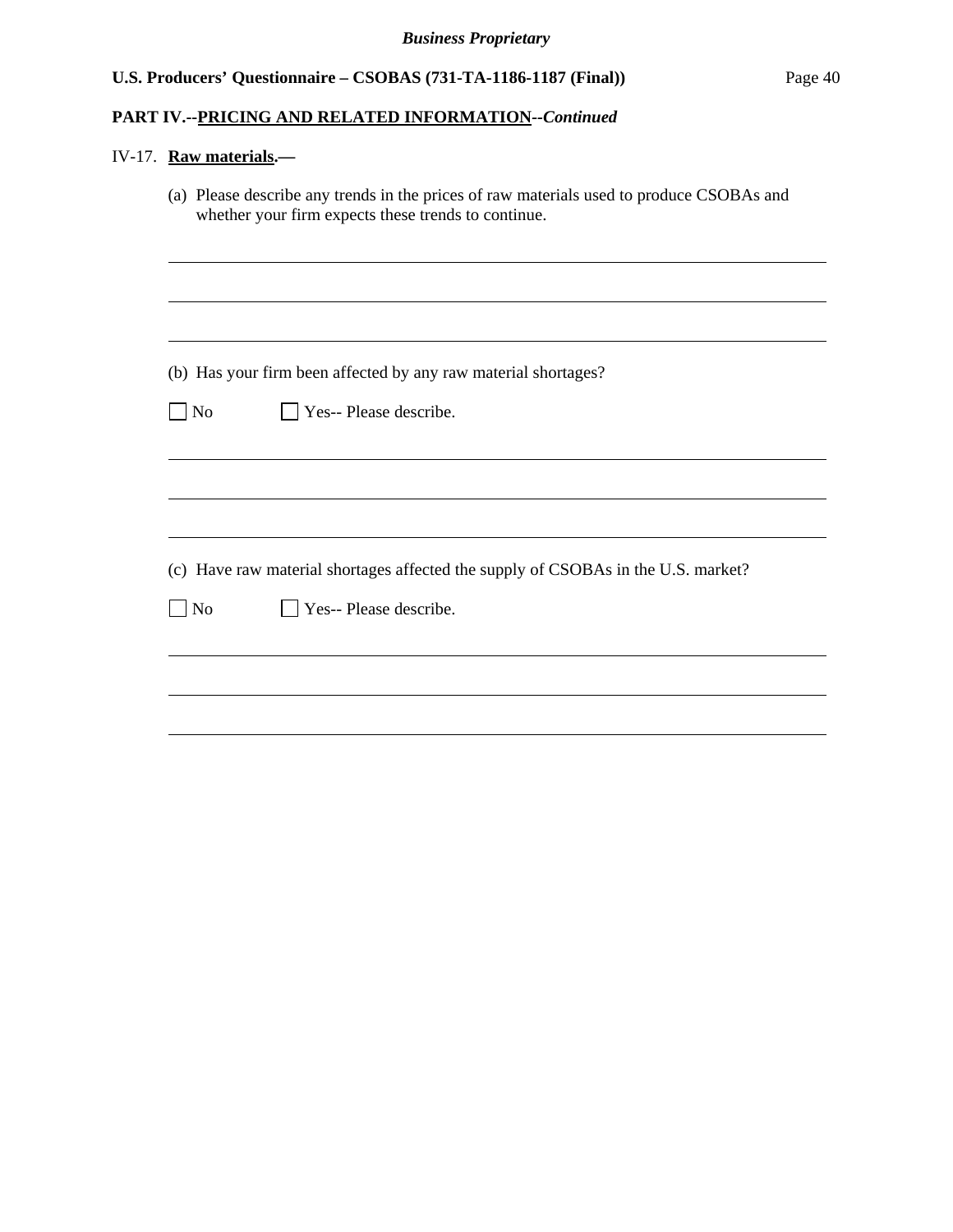**PART IV.--PRICING AND RELATED INFORMATION--*Continued***

IV-17. **Raw materials.—**

(a) Please describe any trends in the prices of raw materials used to produce CSOBAs and whether your firm expects these trends to continue.

______________________________________________________________________

______________________________________________________________________

______________________________________________________________________

(b) Has your firm been affected by any raw material shortages?

☐ No ☐ Yes-- Please describe.

______________________________________________________________________

______________________________________________________________________

______________________________________________________________________

(c) Have raw material shortages affected the supply of CSOBAs in the U.S. market?

☐ No ☐ Yes-- Please describe.

______________________________________________________________________

______________________________________________________________________

______________________________________________________________________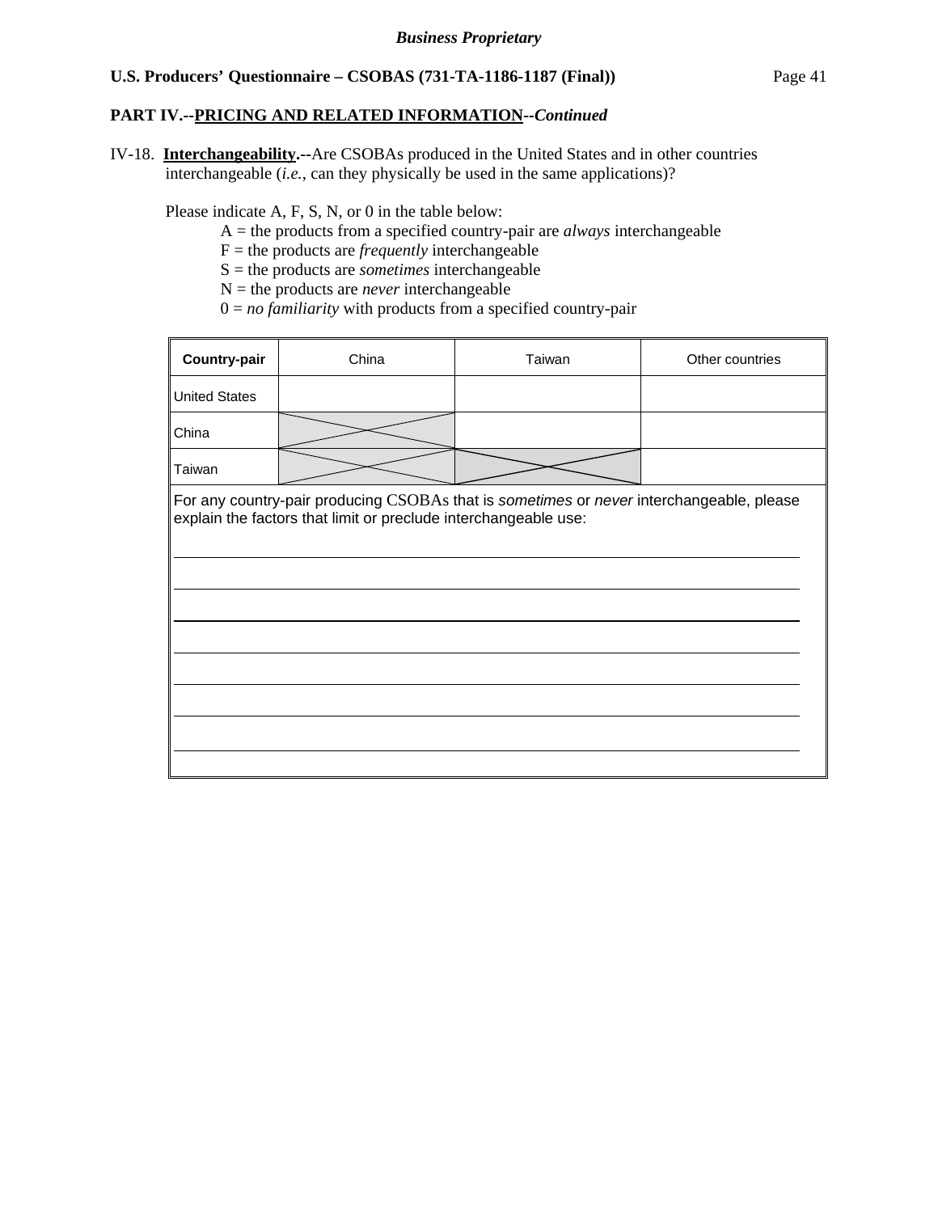**Business Proprietary**

**U.S. Producers' Questionnaire – CSOBAS (731-TA-1186-1187 (Final))**

**PART IV.--PRICING AND RELATED INFORMATION--*Continued***

IV-18. **Interchangeability.--**Are CSOBAs produced in the United States and in other countries interchangeable (*i.e.*, can they physically be used in the same applications)?

Please indicate A, F, S, N, or 0 in the table below:

A = the products from a specified country-pair are *always* interchangeable
F = the products are *frequently* interchangeable
S = the products are *sometimes* interchangeable
N = the products are *never* interchangeable
0 = *no familiarity* with products from a specified country-pair

| **Country-pair** | China | Taiwan | Other countries |
|---|---|---|---|
| United States | | | |
| China | X | | |
| Taiwan | X | X | |

For any country-pair producing CSOBAs that is *sometimes* or *never* interchangeable, please explain the factors that limit or preclude interchangeable use:

_______________________________________________

_______________________________________________

_______________________________________________

_______________________________________________

_______________________________________________

_______________________________________________

_______________________________________________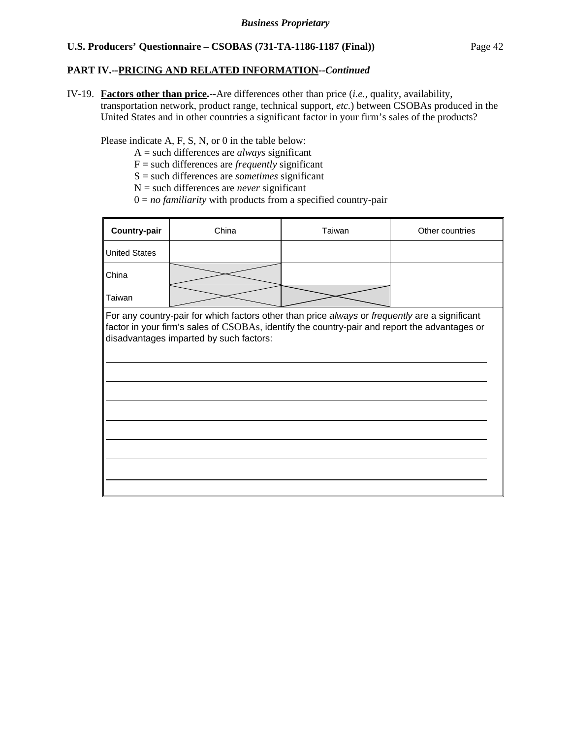**PART IV.--PRICING AND RELATED INFORMATION--*Continued***

IV-19. **Factors other than price.--**Are differences other than price (*i.e.*, quality, availability, transportation network, product range, technical support, *etc.*) between CSOBAs produced in the United States and in other countries a significant factor in your firm's sales of the products?

Please indicate A, F, S, N, or 0 in the table below:

A = such differences are *always* significant
F = such differences are *frequently* significant
S = such differences are *sometimes* significant
N = such differences are *never* significant
0 = *no familiarity* with products from a specified country-pair

| **Country-pair** | China | Taiwan | Other countries |
|---|---|---|---|
| United States | | | |
| China | X | | |
| Taiwan | X | X | |

For any country-pair for which factors other than price *always* or *frequently* are a significant factor in your firm's sales of CSOBAs, identify the country-pair and report the advantages or disadvantages imparted by such factors:

___

___

___

___

___

___

___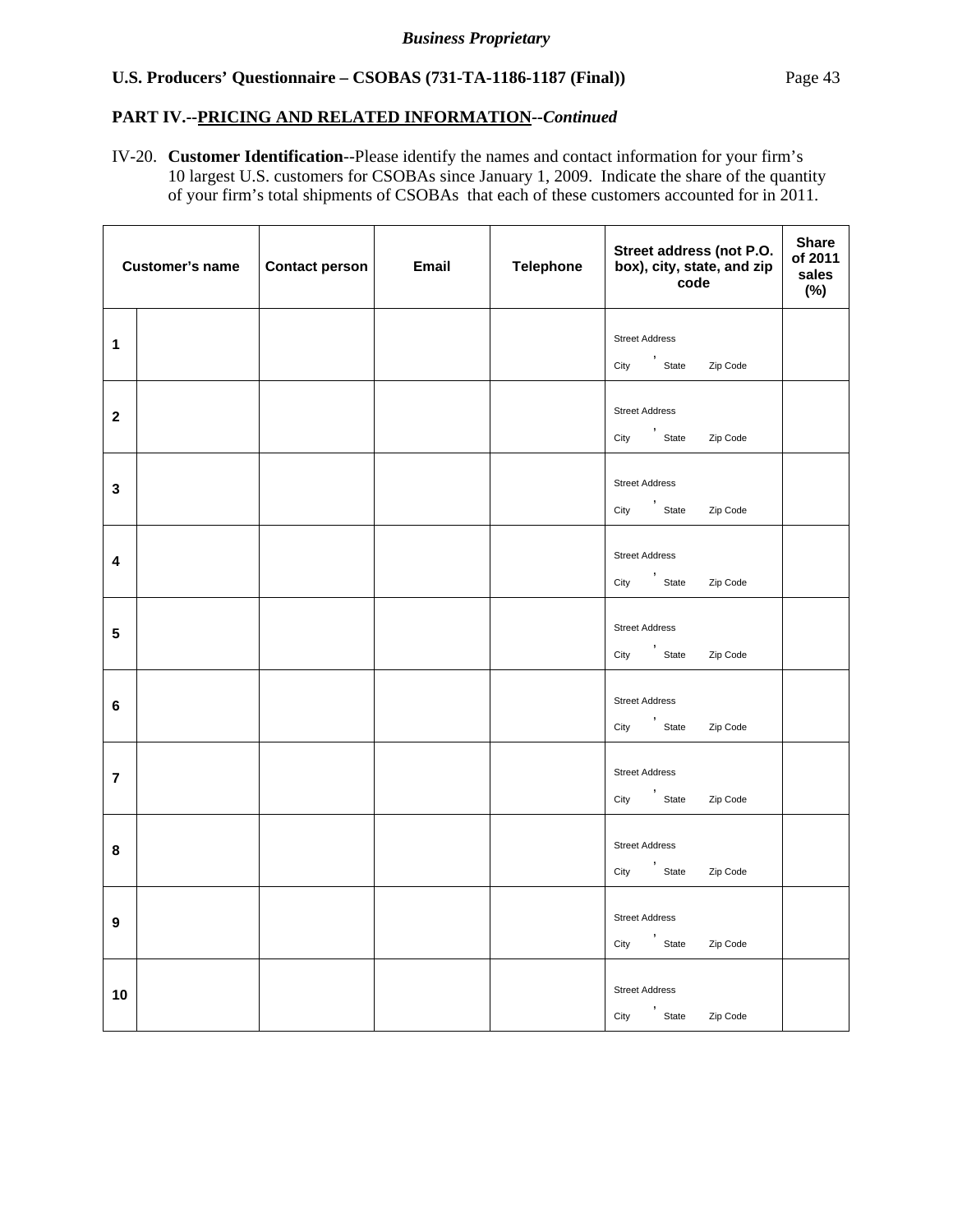*Business Proprietary*

**U.S. Producers' Questionnaire – CSOBAS (731-TA-1186-1187 (Final))**

**PART IV.--PRICING AND RELATED INFORMATION--*Continued***

IV-20. **Customer Identification**--Please identify the names and contact information for your firm's 10 largest U.S. customers for CSOBAs since January 1, 2009. Indicate the share of the quantity of your firm's total shipments of CSOBAs that each of these customers accounted for in 2011.

| | Customer's name | Contact person | Email | Telephone | Street address (not P.O. box), city, state, and zip code | Share of 2011 sales (%) |
|---|---|---|---|---|---|---|
| 1 | | | | | Street Address<br>City , State Zip Code | |
| 2 | | | | | Street Address<br>City , State Zip Code | |
| 3 | | | | | Street Address<br>City , State Zip Code | |
| 4 | | | | | Street Address<br>City , State Zip Code | |
| 5 | | | | | Street Address<br>City , State Zip Code | |
| 6 | | | | | Street Address<br>City , State Zip Code | |
| 7 | | | | | Street Address<br>City , State Zip Code | |
| 8 | | | | | Street Address<br>City , State Zip Code | |
| 9 | | | | | Street Address<br>City , State Zip Code | |
| 10 | | | | | Street Address<br>City , State Zip Code | |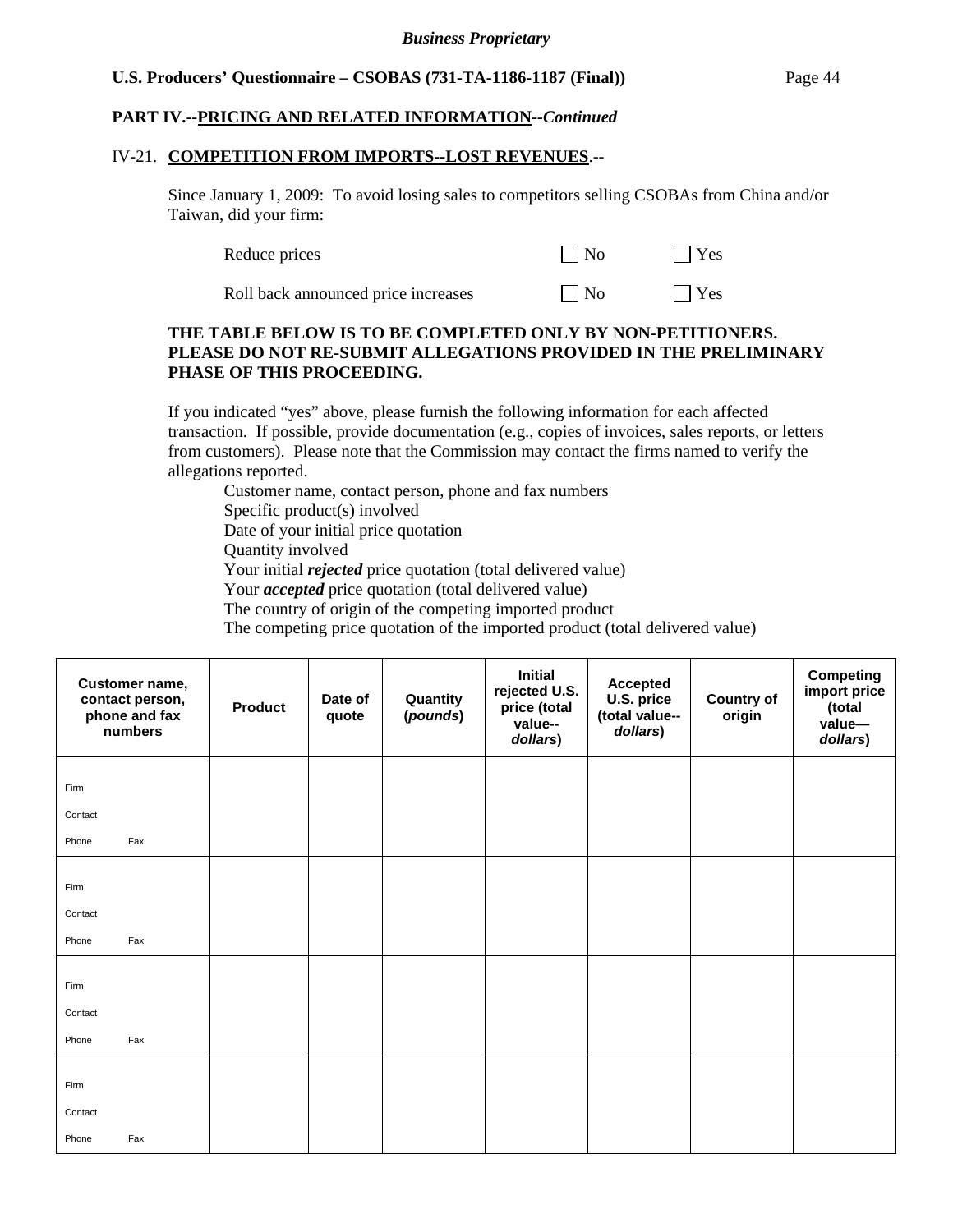**PART IV.--PRICING AND RELATED INFORMATION--*Continued***

IV-21. **COMPETITION FROM IMPORTS--LOST REVENUES**.--

Since January 1, 2009: To avoid losing sales to competitors selling CSOBAs from China and/or Taiwan, did your firm:

| | | |
|---|---|---|
| Reduce prices | ☐ No | ☐ Yes |
| Roll back announced price increases | ☐ No | ☐ Yes |

**THE TABLE BELOW IS TO BE COMPLETED ONLY BY NON-PETITIONERS. PLEASE DO NOT RE-SUBMIT ALLEGATIONS PROVIDED IN THE PRELIMINARY PHASE OF THIS PROCEEDING.**

If you indicated "yes" above, please furnish the following information for each affected transaction. If possible, provide documentation (e.g., copies of invoices, sales reports, or letters from customers). Please note that the Commission may contact the firms named to verify the allegations reported.

Customer name, contact person, phone and fax numbers
Specific product(s) involved
Date of your initial price quotation
Quantity involved
Your initial ***rejected*** price quotation (total delivered value)
Your ***accepted*** price quotation (total delivered value)
The country of origin of the competing imported product
The competing price quotation of the imported product (total delivered value)

| Customer name, contact person, phone and fax numbers | Product | Date of quote | Quantity (*pounds*) | Initial rejected U.S. price (total value--*dollars*) | Accepted U.S. price (total value--*dollars*) | Country of origin | Competing import price (total value—*dollars*) |
|---|---|---|---|---|---|---|---|
| Firm<br>Contact<br>Phone Fax | | | | | | | |
| Firm<br>Contact<br>Phone Fax | | | | | | | |
| Firm<br>Contact<br>Phone Fax | | | | | | | |
| Firm<br>Contact<br>Phone Fax | | | | | | | |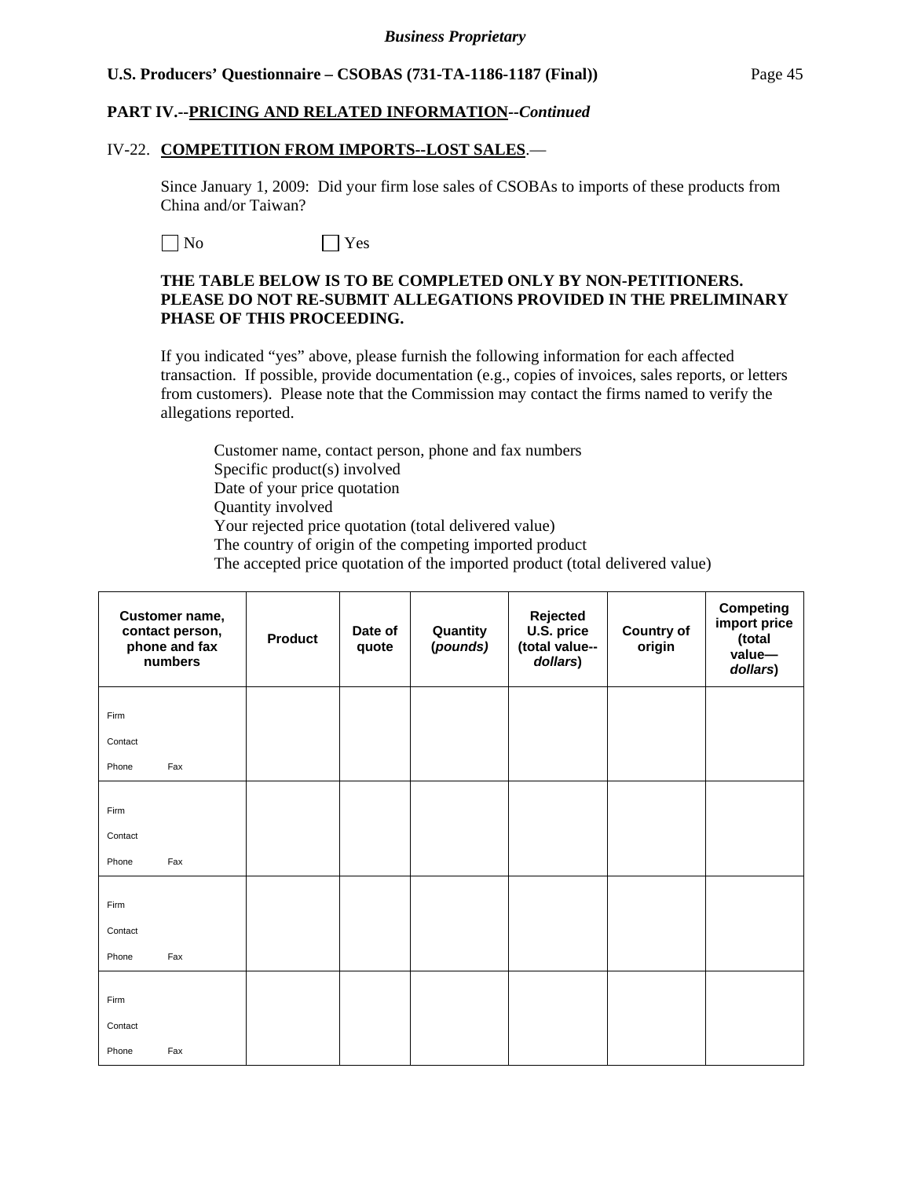## PART IV.--PRICING AND RELATED INFORMATION--*Continued*

IV-22. **COMPETITION FROM IMPORTS--LOST SALES**.—

Since January 1, 2009: Did your firm lose sales of CSOBAs to imports of these products from China and/or Taiwan?

☐ No ☐ Yes

**THE TABLE BELOW IS TO BE COMPLETED ONLY BY NON-PETITIONERS. PLEASE DO NOT RE-SUBMIT ALLEGATIONS PROVIDED IN THE PRELIMINARY PHASE OF THIS PROCEEDING.**

If you indicated "yes" above, please furnish the following information for each affected transaction. If possible, provide documentation (e.g., copies of invoices, sales reports, or letters from customers). Please note that the Commission may contact the firms named to verify the allegations reported.

Customer name, contact person, phone and fax numbers
Specific product(s) involved
Date of your price quotation
Quantity involved
Your rejected price quotation (total delivered value)
The country of origin of the competing imported product
The accepted price quotation of the imported product (total delivered value)

| Customer name, contact person, phone and fax numbers | Product | Date of quote | Quantity (*pounds*) | Rejected U.S. price (total value--*dollars*) | Country of origin | Competing import price (total value—*dollars*) |
|---|---|---|---|---|---|---|
| Firm<br>Contact<br>Phone Fax | | | | | | |
| Firm<br>Contact<br>Phone Fax | | | | | | |
| Firm<br>Contact<br>Phone Fax | | | | | | |
| Firm<br>Contact<br>Phone Fax | | | | | | |